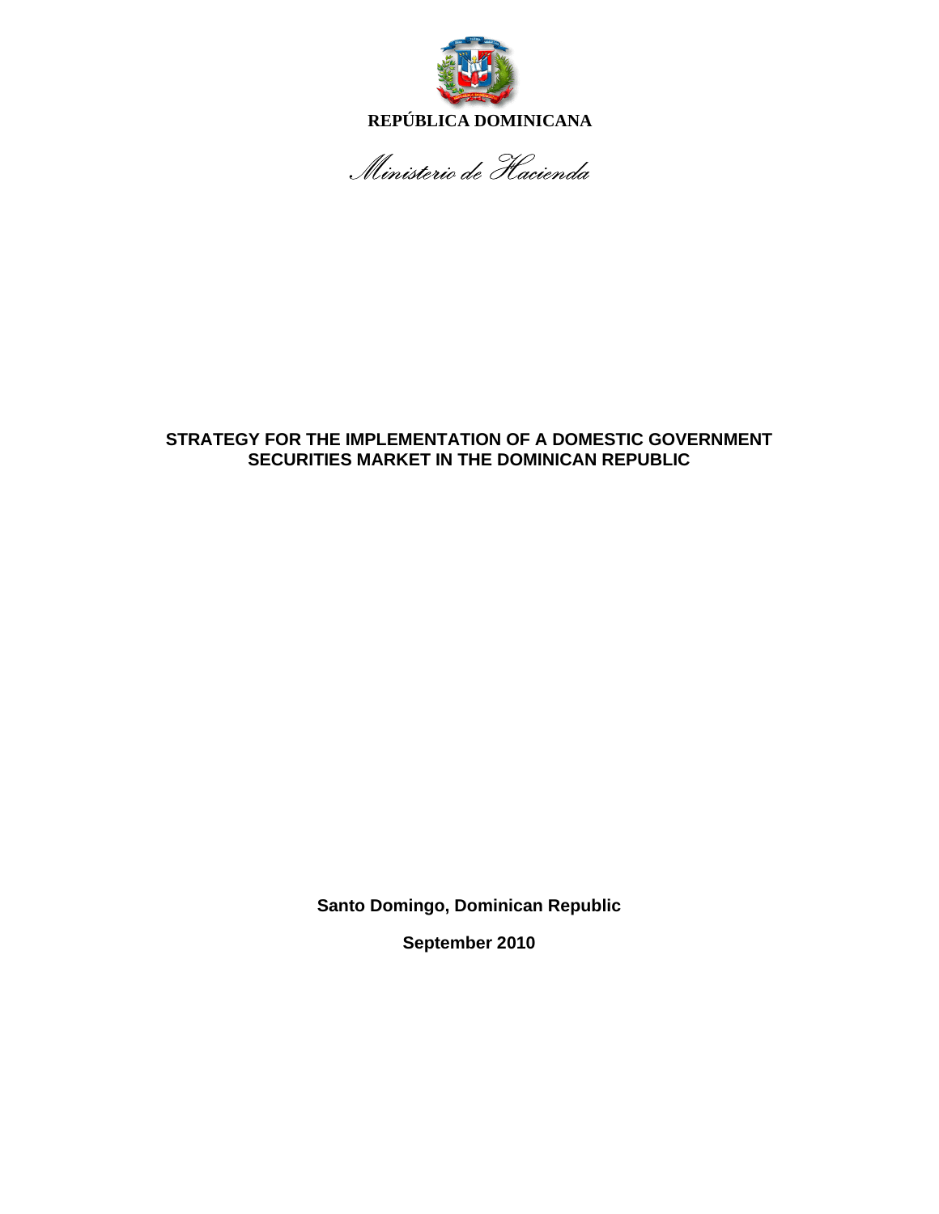**REPÚBLICA DOMINICANA**

*Ministerio de Hacienda*

# STRATEGY FOR THE IMPLEMENTATION OF A DOMESTIC GOVERNMENT SECURITIES MARKET IN THE DOMINICAN REPUBLIC

**Santo Domingo, Dominican Republic**

**September 2010**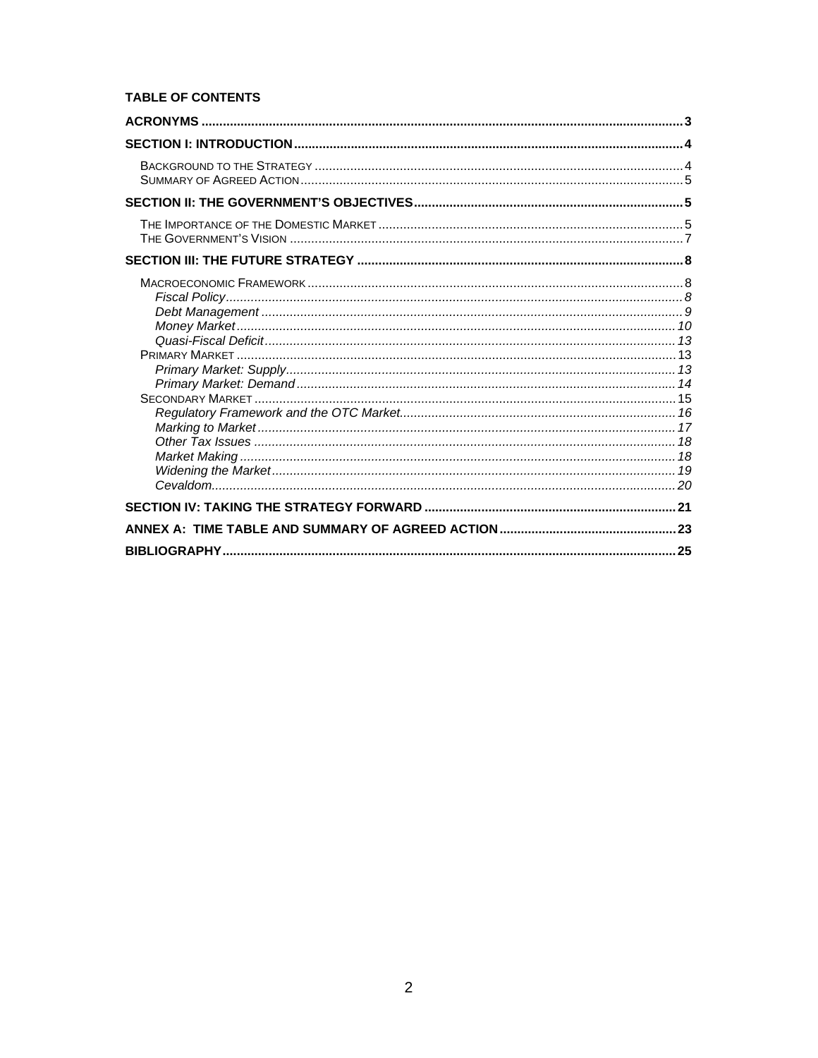**TABLE OF CONTENTS**

**ACRONYMS** ..... 3

**SECTION I: INTRODUCTION** ..... 4

- Background to the Strategy ..... 4
- Summary of Agreed Action ..... 5

**SECTION II: THE GOVERNMENT'S OBJECTIVES** ..... 5

- The Importance of the Domestic Market ..... 5
- The Government's Vision ..... 7

**SECTION III: THE FUTURE STRATEGY** ..... 8

- Macroeconomic Framework ..... 8
  - *Fiscal Policy* ..... 8
  - *Debt Management* ..... 9
  - *Money Market* ..... 10
  - *Quasi-Fiscal Deficit* ..... 13
- Primary Market ..... 13
  - *Primary Market: Supply* ..... 13
  - *Primary Market: Demand* ..... 14
- Secondary Market ..... 15
  - *Regulatory Framework and the OTC Market* ..... 16
  - *Marking to Market* ..... 17
  - *Other Tax Issues* ..... 18
  - *Market Making* ..... 18
  - *Widening the Market* ..... 19
  - *Cevaldom* ..... 20

**SECTION IV: TAKING THE STRATEGY FORWARD** ..... 21

**ANNEX A: TIME TABLE AND SUMMARY OF AGREED ACTION** ..... 23

**BIBLIOGRAPHY** ..... 25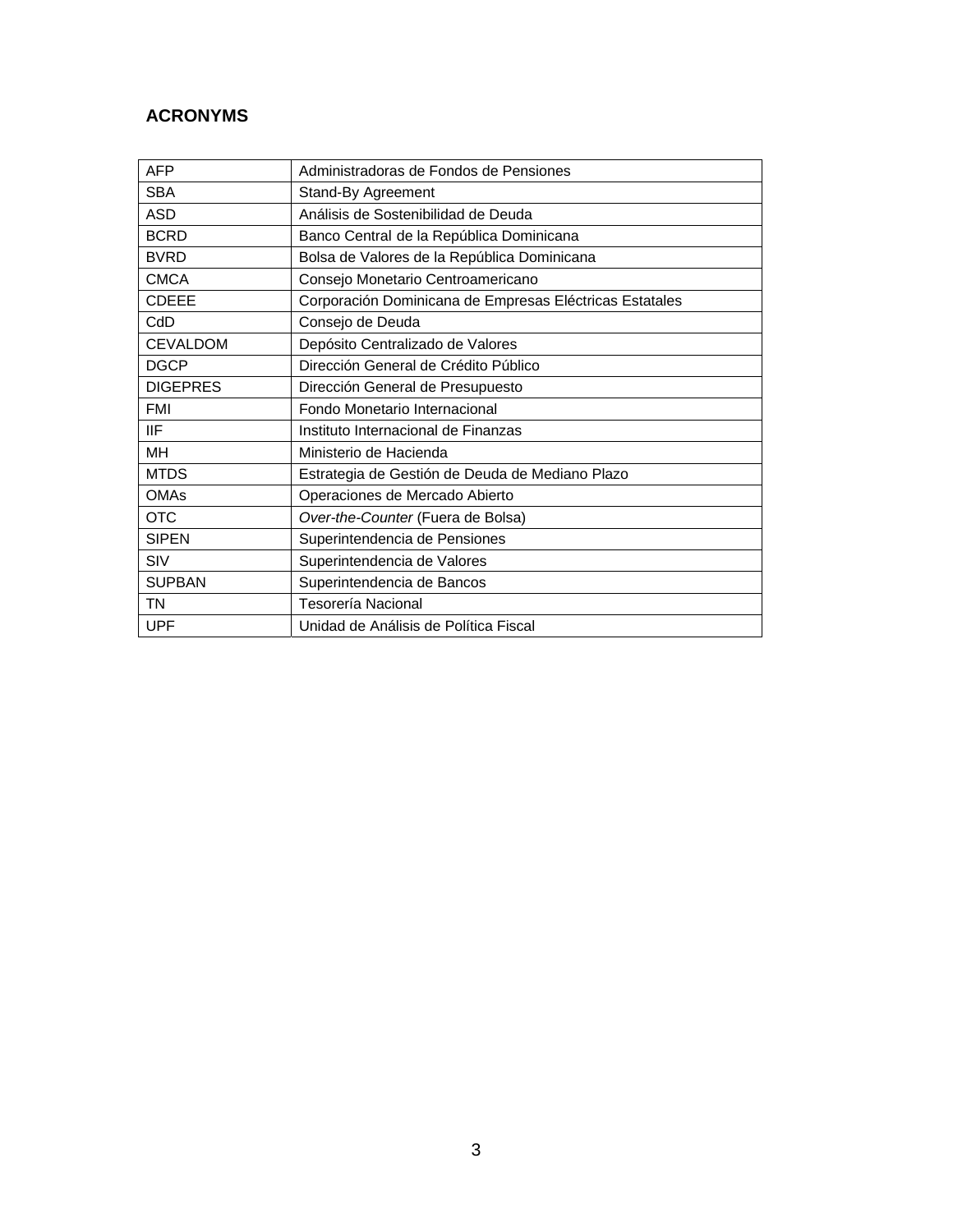## ACRONYMS

| | |
|---|---|
| AFP | Administradoras de Fondos de Pensiones |
| SBA | Stand-By Agreement |
| ASD | Análisis de Sostenibilidad de Deuda |
| BCRD | Banco Central de la República Dominicana |
| BVRD | Bolsa de Valores de la República Dominicana |
| CMCA | Consejo Monetario Centroamericano |
| CDEEE | Corporación Dominicana de Empresas Eléctricas Estatales |
| CdD | Consejo de Deuda |
| CEVALDOM | Depósito Centralizado de Valores |
| DGCP | Dirección General de Crédito Público |
| DIGEPRES | Dirección General de Presupuesto |
| FMI | Fondo Monetario Internacional |
| IIF | Instituto Internacional de Finanzas |
| MH | Ministerio de Hacienda |
| MTDS | Estrategia de Gestión de Deuda de Mediano Plazo |
| OMAs | Operaciones de Mercado Abierto |
| OTC | *Over-the-Counter* (Fuera de Bolsa) |
| SIPEN | Superintendencia de Pensiones |
| SIV | Superintendencia de Valores |
| SUPBAN | Superintendencia de Bancos |
| TN | Tesorería Nacional |
| UPF | Unidad de Análisis de Política Fiscal |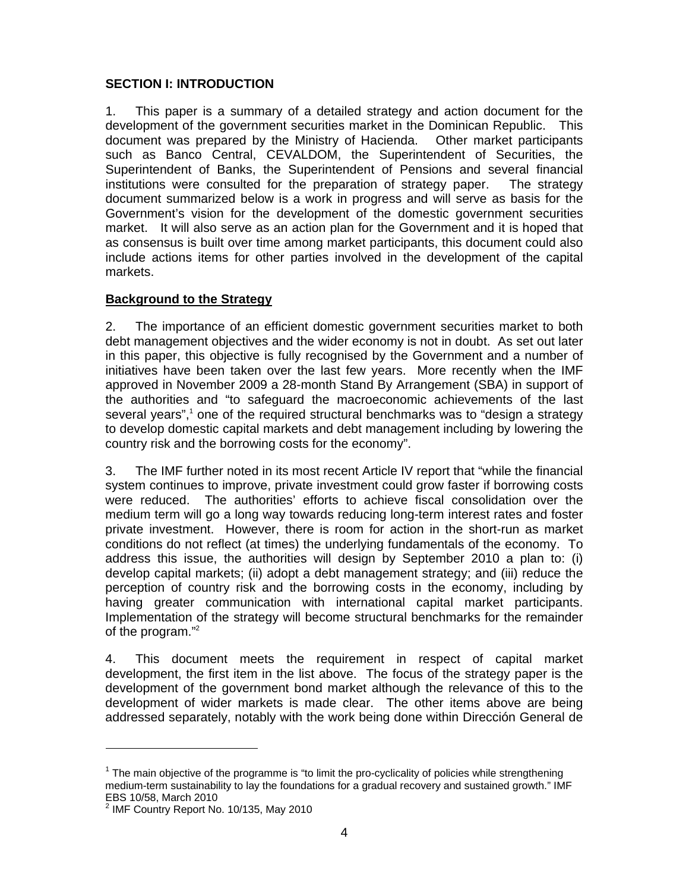## SECTION I: INTRODUCTION

1. This paper is a summary of a detailed strategy and action document for the development of the government securities market in the Dominican Republic. This document was prepared by the Ministry of Hacienda. Other market participants such as Banco Central, CEVALDOM, the Superintendent of Securities, the Superintendent of Banks, the Superintendent of Pensions and several financial institutions were consulted for the preparation of strategy paper. The strategy document summarized below is a work in progress and will serve as basis for the Government's vision for the development of the domestic government securities market. It will also serve as an action plan for the Government and it is hoped that as consensus is built over time among market participants, this document could also include actions items for other parties involved in the development of the capital markets.

**Background to the Strategy**

2. The importance of an efficient domestic government securities market to both debt management objectives and the wider economy is not in doubt. As set out later in this paper, this objective is fully recognised by the Government and a number of initiatives have been taken over the last few years. More recently when the IMF approved in November 2009 a 28-month Stand By Arrangement (SBA) in support of the authorities and "to safeguard the macroeconomic achievements of the last several years",[1] one of the required structural benchmarks was to "design a strategy to develop domestic capital markets and debt management including by lowering the country risk and the borrowing costs for the economy".

3. The IMF further noted in its most recent Article IV report that "while the financial system continues to improve, private investment could grow faster if borrowing costs were reduced. The authorities' efforts to achieve fiscal consolidation over the medium term will go a long way towards reducing long-term interest rates and foster private investment. However, there is room for action in the short-run as market conditions do not reflect (at times) the underlying fundamentals of the economy. To address this issue, the authorities will design by September 2010 a plan to: (i) develop capital markets; (ii) adopt a debt management strategy; and (iii) reduce the perception of country risk and the borrowing costs in the economy, including by having greater communication with international capital market participants. Implementation of the strategy will become structural benchmarks for the remainder of the program."[2]

4. This document meets the requirement in respect of capital market development, the first item in the list above. The focus of the strategy paper is the development of the government bond market although the relevance of this to the development of wider markets is made clear. The other items above are being addressed separately, notably with the work being done within Dirección General de

---

[1] The main objective of the programme is "to limit the pro-cyclicality of policies while strengthening medium-term sustainability to lay the foundations for a gradual recovery and sustained growth." IMF EBS 10/58, March 2010

[2] IMF Country Report No. 10/135, May 2010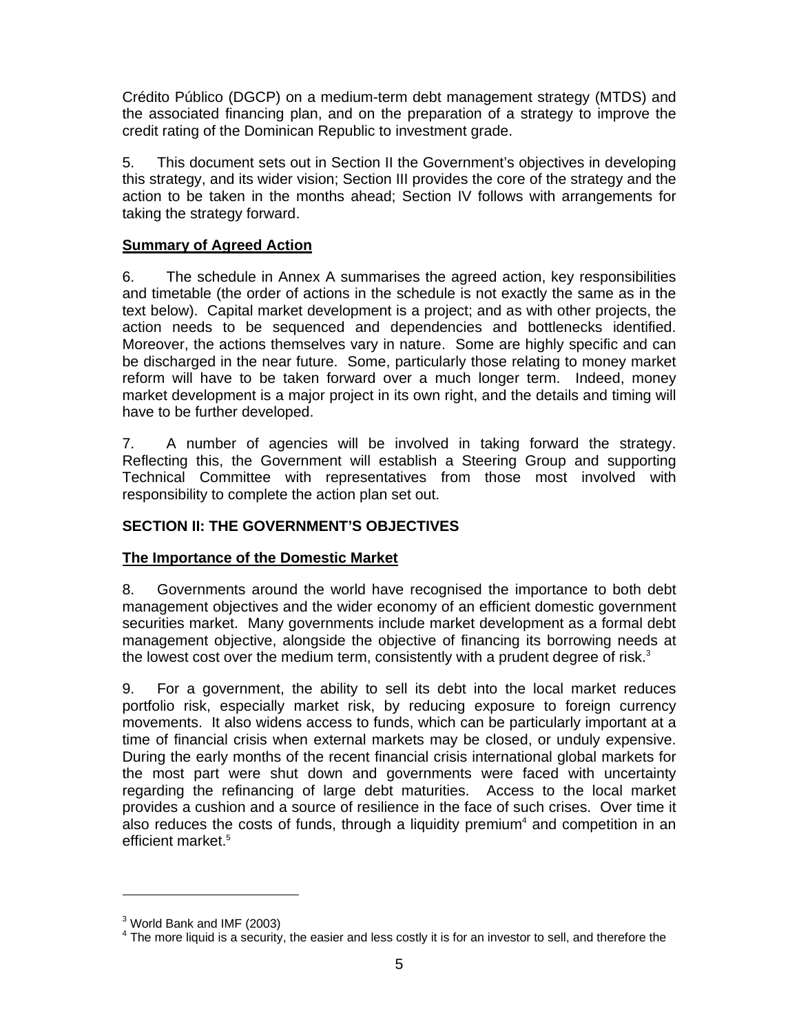Crédito Público (DGCP) on a medium-term debt management strategy (MTDS) and the associated financing plan, and on the preparation of a strategy to improve the credit rating of the Dominican Republic to investment grade.

5. This document sets out in Section II the Government's objectives in developing this strategy, and its wider vision; Section III provides the core of the strategy and the action to be taken in the months ahead; Section IV follows with arrangements for taking the strategy forward.

**Summary of Agreed Action**

6. The schedule in Annex A summarises the agreed action, key responsibilities and timetable (the order of actions in the schedule is not exactly the same as in the text below). Capital market development is a project; and as with other projects, the action needs to be sequenced and dependencies and bottlenecks identified. Moreover, the actions themselves vary in nature. Some are highly specific and can be discharged in the near future. Some, particularly those relating to money market reform will have to be taken forward over a much longer term. Indeed, money market development is a major project in its own right, and the details and timing will have to be further developed.

7. A number of agencies will be involved in taking forward the strategy. Reflecting this, the Government will establish a Steering Group and supporting Technical Committee with representatives from those most involved with responsibility to complete the action plan set out.

## SECTION II: THE GOVERNMENT'S OBJECTIVES

**The Importance of the Domestic Market**

8. Governments around the world have recognised the importance to both debt management objectives and the wider economy of an efficient domestic government securities market. Many governments include market development as a formal debt management objective, alongside the objective of financing its borrowing needs at the lowest cost over the medium term, consistently with a prudent degree of risk.[3]

9. For a government, the ability to sell its debt into the local market reduces portfolio risk, especially market risk, by reducing exposure to foreign currency movements. It also widens access to funds, which can be particularly important at a time of financial crisis when external markets may be closed, or unduly expensive. During the early months of the recent financial crisis international global markets for the most part were shut down and governments were faced with uncertainty regarding the refinancing of large debt maturities. Access to the local market provides a cushion and a source of resilience in the face of such crises. Over time it also reduces the costs of funds, through a liquidity premium[4] and competition in an efficient market.[5]

---

[3] World Bank and IMF (2003)

[4] The more liquid is a security, the easier and less costly it is for an investor to sell, and therefore the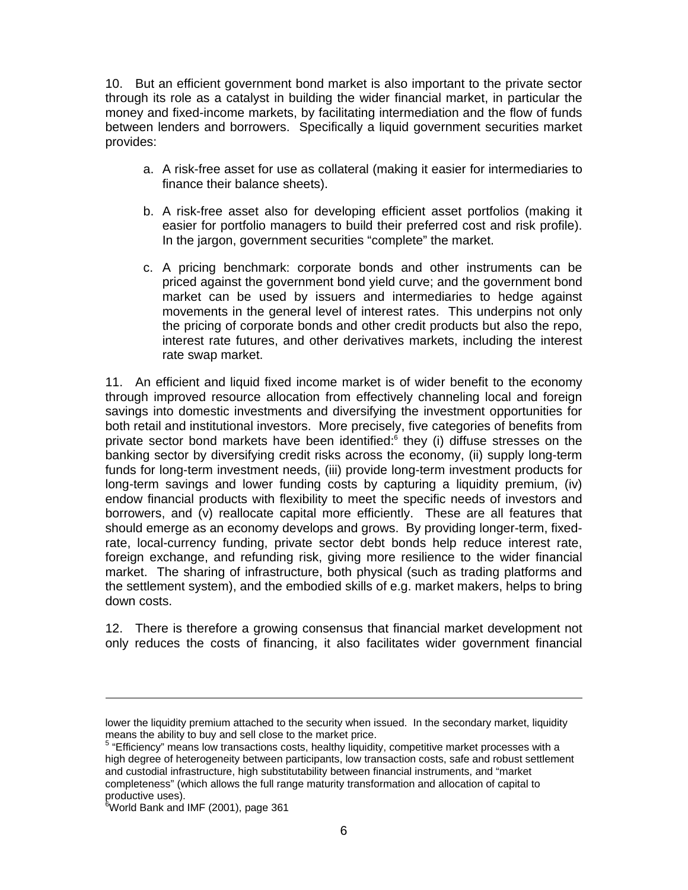10. But an efficient government bond market is also important to the private sector through its role as a catalyst in building the wider financial market, in particular the money and fixed-income markets, by facilitating intermediation and the flow of funds between lenders and borrowers. Specifically a liquid government securities market provides:

a. A risk-free asset for use as collateral (making it easier for intermediaries to finance their balance sheets).

b. A risk-free asset also for developing efficient asset portfolios (making it easier for portfolio managers to build their preferred cost and risk profile). In the jargon, government securities "complete" the market.

c. A pricing benchmark: corporate bonds and other instruments can be priced against the government bond yield curve; and the government bond market can be used by issuers and intermediaries to hedge against movements in the general level of interest rates. This underpins not only the pricing of corporate bonds and other credit products but also the repo, interest rate futures, and other derivatives markets, including the interest rate swap market.

11. An efficient and liquid fixed income market is of wider benefit to the economy through improved resource allocation from effectively channeling local and foreign savings into domestic investments and diversifying the investment opportunities for both retail and institutional investors. More precisely, five categories of benefits from private sector bond markets have been identified:[6] they (i) diffuse stresses on the banking sector by diversifying credit risks across the economy, (ii) supply long-term funds for long-term investment needs, (iii) provide long-term investment products for long-term savings and lower funding costs by capturing a liquidity premium, (iv) endow financial products with flexibility to meet the specific needs of investors and borrowers, and (v) reallocate capital more efficiently. These are all features that should emerge as an economy develops and grows. By providing longer-term, fixed-rate, local-currency funding, private sector debt bonds help reduce interest rate, foreign exchange, and refunding risk, giving more resilience to the wider financial market. The sharing of infrastructure, both physical (such as trading platforms and the settlement system), and the embodied skills of e.g. market makers, helps to bring down costs.

12. There is therefore a growing consensus that financial market development not only reduces the costs of financing, it also facilitates wider government financial

---

lower the liquidity premium attached to the security when issued. In the secondary market, liquidity means the ability to buy and sell close to the market price.

[5] "Efficiency" means low transactions costs, healthy liquidity, competitive market processes with a high degree of heterogeneity between participants, low transaction costs, safe and robust settlement and custodial infrastructure, high substitutability between financial instruments, and "market completeness" (which allows the full range maturity transformation and allocation of capital to productive uses).

[6] World Bank and IMF (2001), page 361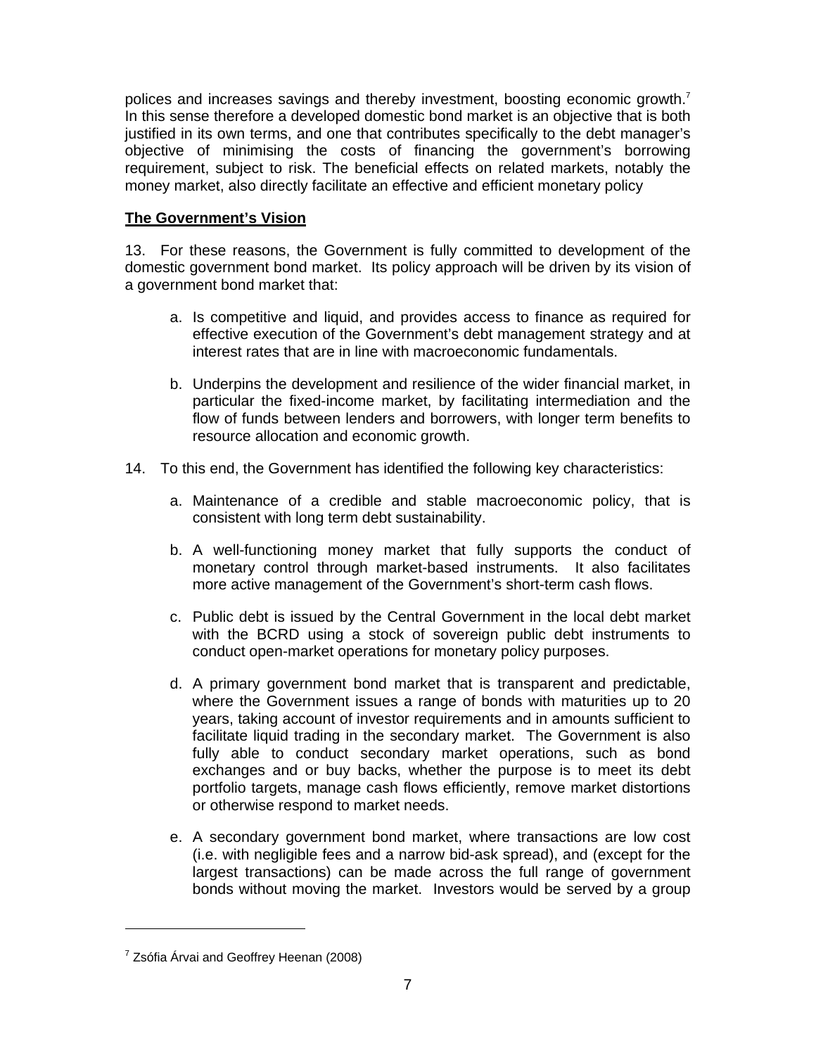polices and increases savings and thereby investment, boosting economic growth.[7] In this sense therefore a developed domestic bond market is an objective that is both justified in its own terms, and one that contributes specifically to the debt manager's objective of minimising the costs of financing the government's borrowing requirement, subject to risk. The beneficial effects on related markets, notably the money market, also directly facilitate an effective and efficient monetary policy

**The Government's Vision**

13. For these reasons, the Government is fully committed to development of the domestic government bond market. Its policy approach will be driven by its vision of a government bond market that:

a. Is competitive and liquid, and provides access to finance as required for effective execution of the Government's debt management strategy and at interest rates that are in line with macroeconomic fundamentals.

b. Underpins the development and resilience of the wider financial market, in particular the fixed-income market, by facilitating intermediation and the flow of funds between lenders and borrowers, with longer term benefits to resource allocation and economic growth.

14. To this end, the Government has identified the following key characteristics:

a. Maintenance of a credible and stable macroeconomic policy, that is consistent with long term debt sustainability.

b. A well-functioning money market that fully supports the conduct of monetary control through market-based instruments. It also facilitates more active management of the Government's short-term cash flows.

c. Public debt is issued by the Central Government in the local debt market with the BCRD using a stock of sovereign public debt instruments to conduct open-market operations for monetary policy purposes.

d. A primary government bond market that is transparent and predictable, where the Government issues a range of bonds with maturities up to 20 years, taking account of investor requirements and in amounts sufficient to facilitate liquid trading in the secondary market. The Government is also fully able to conduct secondary market operations, such as bond exchanges and or buy backs, whether the purpose is to meet its debt portfolio targets, manage cash flows efficiently, remove market distortions or otherwise respond to market needs.

e. A secondary government bond market, where transactions are low cost (i.e. with negligible fees and a narrow bid-ask spread), and (except for the largest transactions) can be made across the full range of government bonds without moving the market. Investors would be served by a group

---

[7] Zsófia Árvai and Geoffrey Heenan (2008)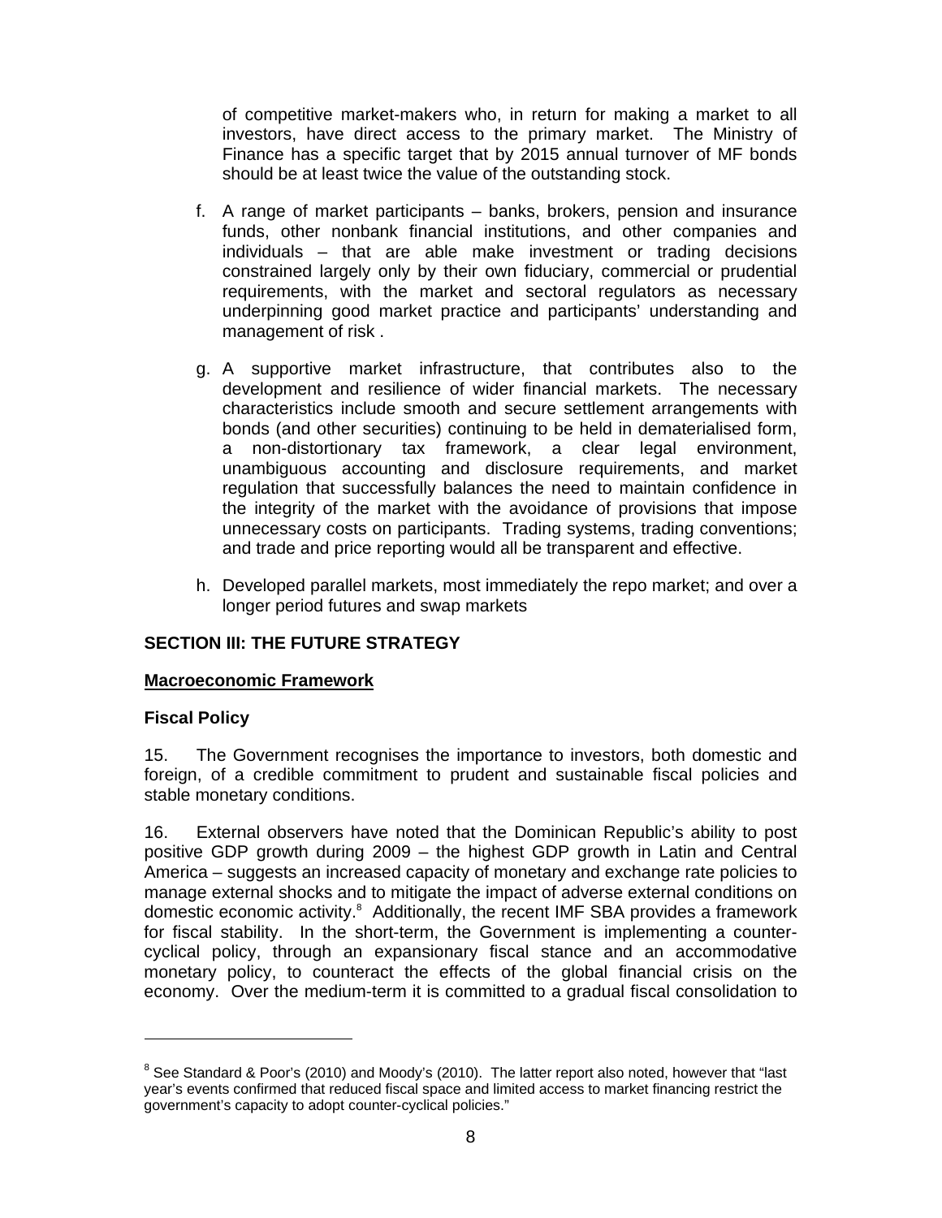of competitive market-makers who, in return for making a market to all investors, have direct access to the primary market. The Ministry of Finance has a specific target that by 2015 annual turnover of MF bonds should be at least twice the value of the outstanding stock.

f. A range of market participants – banks, brokers, pension and insurance funds, other nonbank financial institutions, and other companies and individuals – that are able make investment or trading decisions constrained largely only by their own fiduciary, commercial or prudential requirements, with the market and sectoral regulators as necessary underpinning good market practice and participants' understanding and management of risk .

g. A supportive market infrastructure, that contributes also to the development and resilience of wider financial markets. The necessary characteristics include smooth and secure settlement arrangements with bonds (and other securities) continuing to be held in dematerialised form, a non-distortionary tax framework, a clear legal environment, unambiguous accounting and disclosure requirements, and market regulation that successfully balances the need to maintain confidence in the integrity of the market with the avoidance of provisions that impose unnecessary costs on participants. Trading systems, trading conventions; and trade and price reporting would all be transparent and effective.

h. Developed parallel markets, most immediately the repo market; and over a longer period futures and swap markets

## SECTION III: THE FUTURE STRATEGY

### Macroeconomic Framework

#### Fiscal Policy

15. The Government recognises the importance to investors, both domestic and foreign, of a credible commitment to prudent and sustainable fiscal policies and stable monetary conditions.

16. External observers have noted that the Dominican Republic's ability to post positive GDP growth during 2009 – the highest GDP growth in Latin and Central America – suggests an increased capacity of monetary and exchange rate policies to manage external shocks and to mitigate the impact of adverse external conditions on domestic economic activity.[8] Additionally, the recent IMF SBA provides a framework for fiscal stability. In the short-term, the Government is implementing a counter-cyclical policy, through an expansionary fiscal stance and an accommodative monetary policy, to counteract the effects of the global financial crisis on the economy. Over the medium-term it is committed to a gradual fiscal consolidation to

---

[8] See Standard & Poor's (2010) and Moody's (2010). The latter report also noted, however that "last year's events confirmed that reduced fiscal space and limited access to market financing restrict the government's capacity to adopt counter-cyclical policies."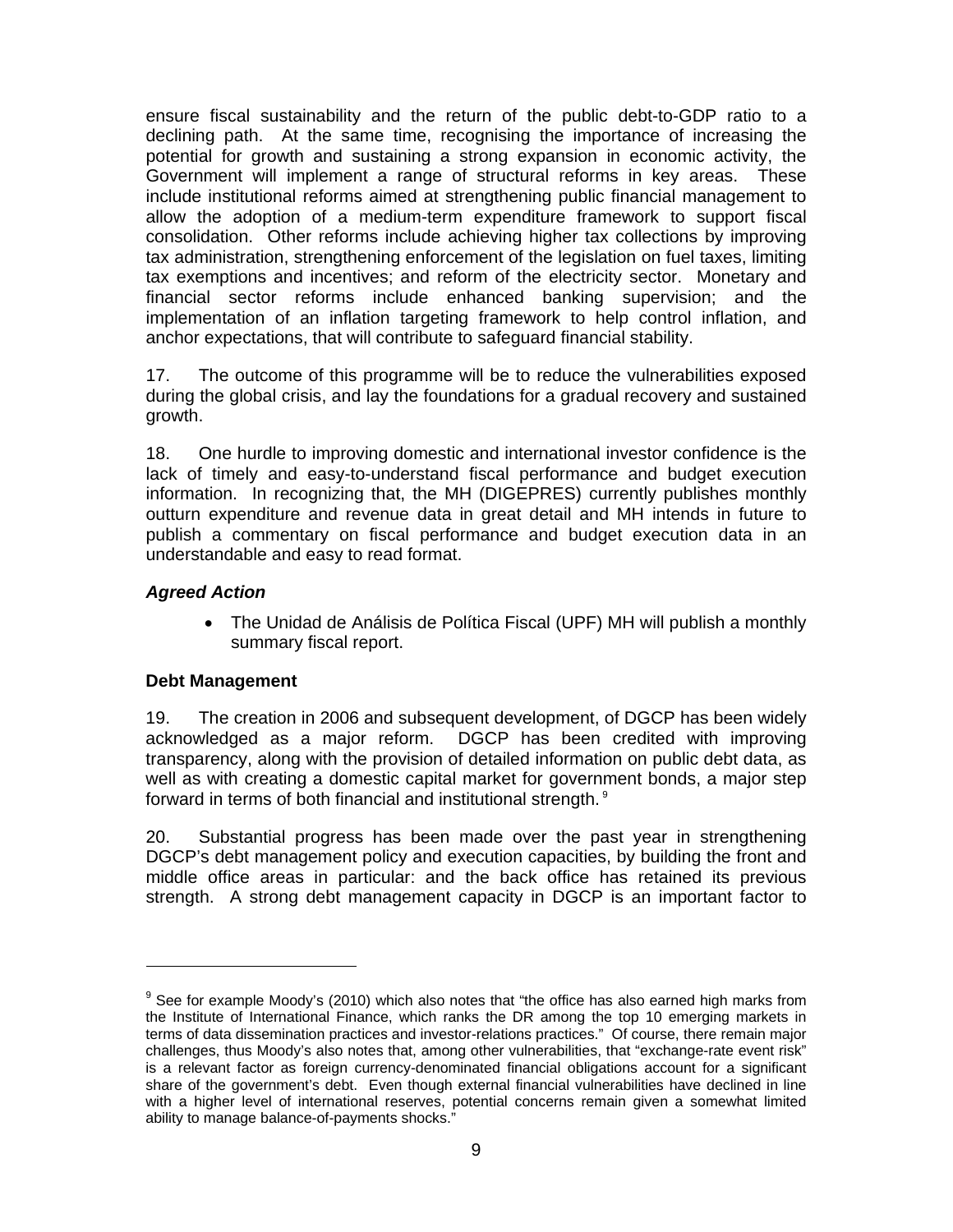ensure fiscal sustainability and the return of the public debt-to-GDP ratio to a declining path. At the same time, recognising the importance of increasing the potential for growth and sustaining a strong expansion in economic activity, the Government will implement a range of structural reforms in key areas. These include institutional reforms aimed at strengthening public financial management to allow the adoption of a medium-term expenditure framework to support fiscal consolidation. Other reforms include achieving higher tax collections by improving tax administration, strengthening enforcement of the legislation on fuel taxes, limiting tax exemptions and incentives; and reform of the electricity sector. Monetary and financial sector reforms include enhanced banking supervision; and the implementation of an inflation targeting framework to help control inflation, and anchor expectations, that will contribute to safeguard financial stability.

17. The outcome of this programme will be to reduce the vulnerabilities exposed during the global crisis, and lay the foundations for a gradual recovery and sustained growth.

18. One hurdle to improving domestic and international investor confidence is the lack of timely and easy-to-understand fiscal performance and budget execution information. In recognizing that, the MH (DIGEPRES) currently publishes monthly outturn expenditure and revenue data in great detail and MH intends in future to publish a commentary on fiscal performance and budget execution data in an understandable and easy to read format.

***Agreed Action***

- The Unidad de Análisis de Política Fiscal (UPF) MH will publish a monthly summary fiscal report.

**Debt Management**

19. The creation in 2006 and subsequent development, of DGCP has been widely acknowledged as a major reform. DGCP has been credited with improving transparency, along with the provision of detailed information on public debt data, as well as with creating a domestic capital market for government bonds, a major step forward in terms of both financial and institutional strength.[9]

20. Substantial progress has been made over the past year in strengthening DGCP's debt management policy and execution capacities, by building the front and middle office areas in particular: and the back office has retained its previous strength. A strong debt management capacity in DGCP is an important factor to

---

[9] See for example Moody's (2010) which also notes that "the office has also earned high marks from the Institute of International Finance, which ranks the DR among the top 10 emerging markets in terms of data dissemination practices and investor-relations practices." Of course, there remain major challenges, thus Moody's also notes that, among other vulnerabilities, that "exchange-rate event risk" is a relevant factor as foreign currency-denominated financial obligations account for a significant share of the government's debt. Even though external financial vulnerabilities have declined in line with a higher level of international reserves, potential concerns remain given a somewhat limited ability to manage balance-of-payments shocks."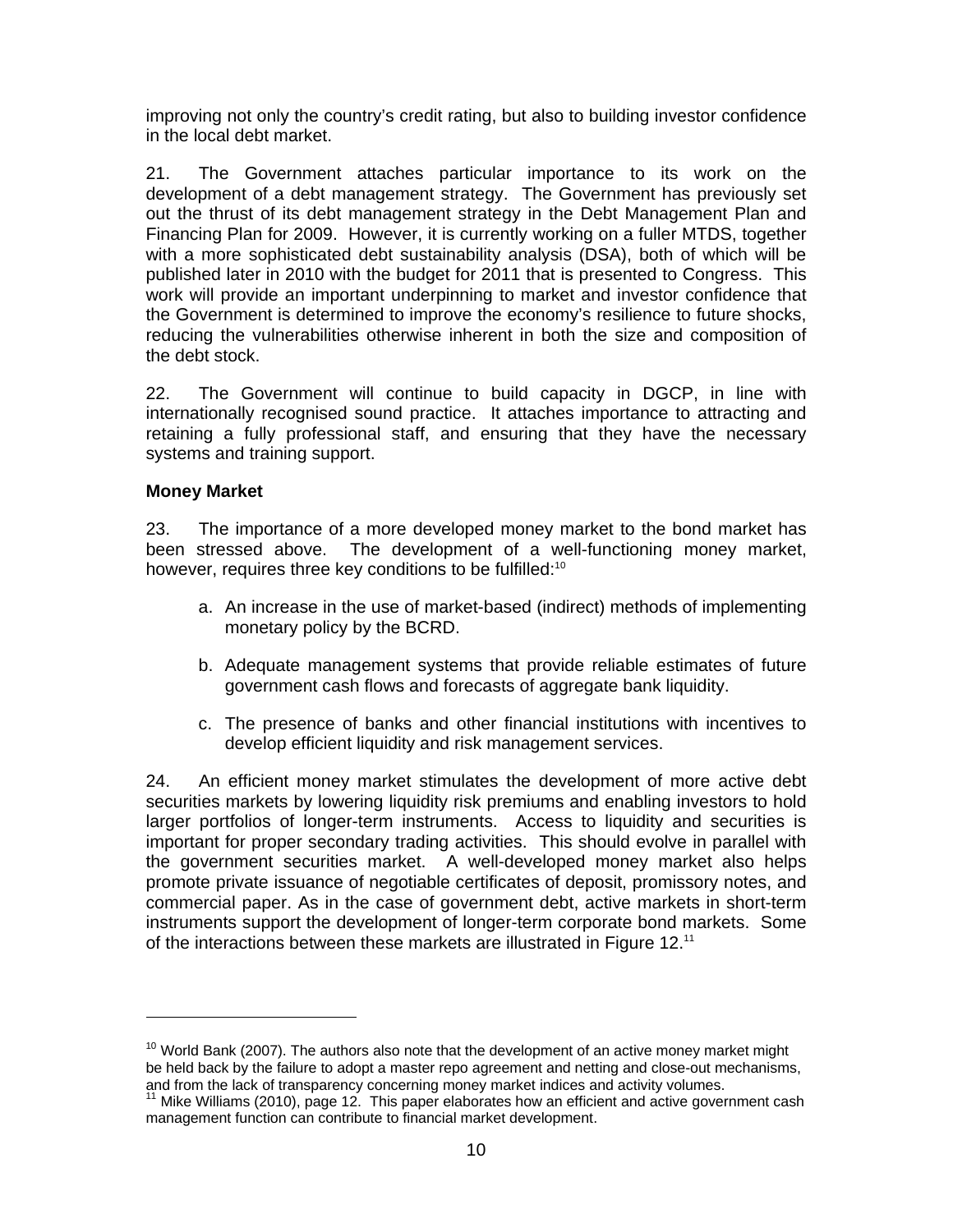improving not only the country's credit rating, but also to building investor confidence in the local debt market.

21. The Government attaches particular importance to its work on the development of a debt management strategy. The Government has previously set out the thrust of its debt management strategy in the Debt Management Plan and Financing Plan for 2009. However, it is currently working on a fuller MTDS, together with a more sophisticated debt sustainability analysis (DSA), both of which will be published later in 2010 with the budget for 2011 that is presented to Congress. This work will provide an important underpinning to market and investor confidence that the Government is determined to improve the economy's resilience to future shocks, reducing the vulnerabilities otherwise inherent in both the size and composition of the debt stock.

22. The Government will continue to build capacity in DGCP, in line with internationally recognised sound practice. It attaches importance to attracting and retaining a fully professional staff, and ensuring that they have the necessary systems and training support.

**Money Market**

23. The importance of a more developed money market to the bond market has been stressed above. The development of a well-functioning money market, however, requires three key conditions to be fulfilled:[10]

a. An increase in the use of market-based (indirect) methods of implementing monetary policy by the BCRD.

b. Adequate management systems that provide reliable estimates of future government cash flows and forecasts of aggregate bank liquidity.

c. The presence of banks and other financial institutions with incentives to develop efficient liquidity and risk management services.

24. An efficient money market stimulates the development of more active debt securities markets by lowering liquidity risk premiums and enabling investors to hold larger portfolios of longer-term instruments. Access to liquidity and securities is important for proper secondary trading activities. This should evolve in parallel with the government securities market. A well-developed money market also helps promote private issuance of negotiable certificates of deposit, promissory notes, and commercial paper. As in the case of government debt, active markets in short-term instruments support the development of longer-term corporate bond markets. Some of the interactions between these markets are illustrated in Figure 12.[11]

---

[10] World Bank (2007). The authors also note that the development of an active money market might be held back by the failure to adopt a master repo agreement and netting and close-out mechanisms, and from the lack of transparency concerning money market indices and activity volumes.

[11] Mike Williams (2010), page 12. This paper elaborates how an efficient and active government cash management function can contribute to financial market development.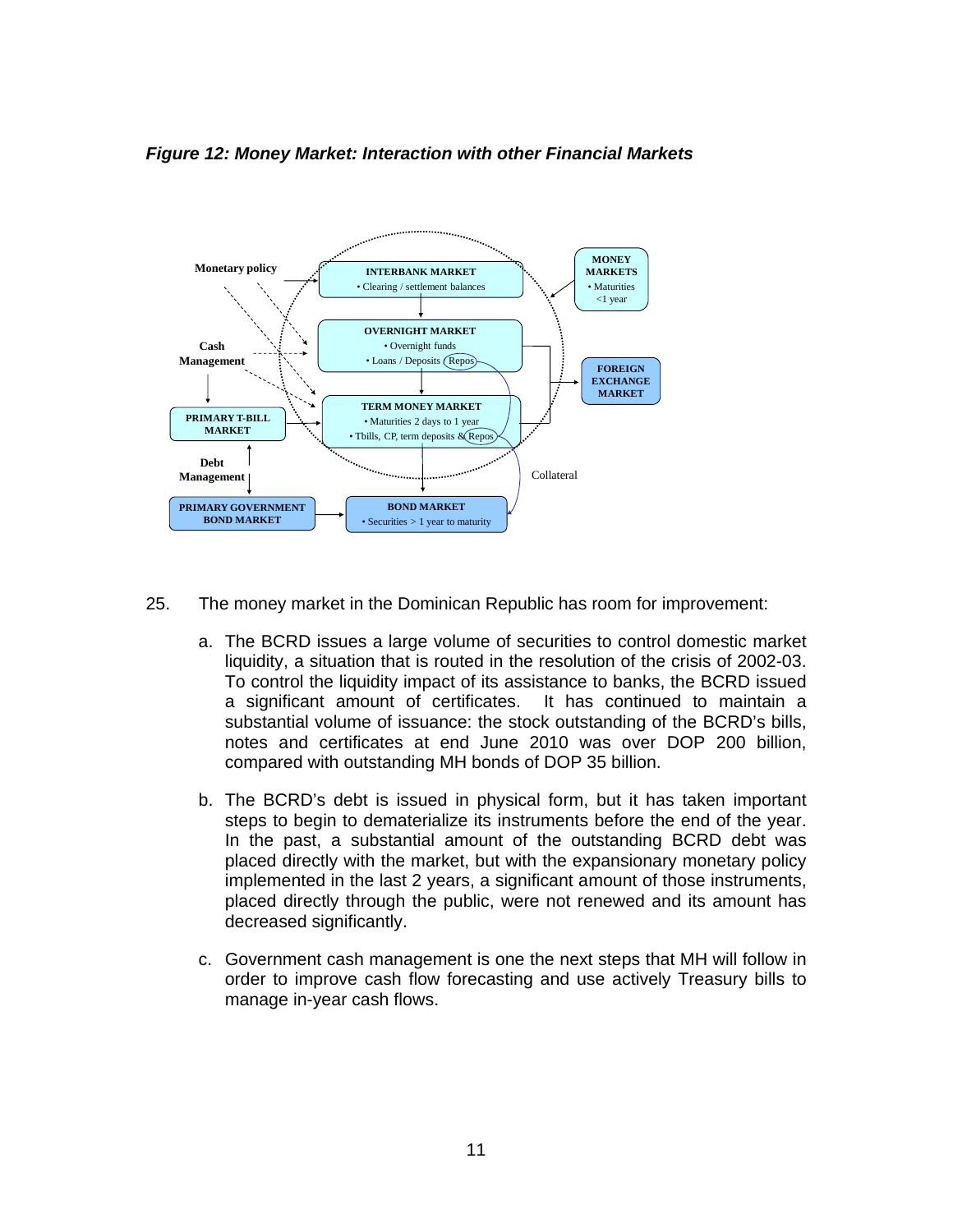*Figure 12: Money Market: Interaction with other Financial Markets*

25. The money market in the Dominican Republic has room for improvement:

   a. The BCRD issues a large volume of securities to control domestic market liquidity, a situation that is routed in the resolution of the crisis of 2002-03. To control the liquidity impact of its assistance to banks, the BCRD issued a significant amount of certificates. It has continued to maintain a substantial volume of issuance: the stock outstanding of the BCRD's bills, notes and certificates at end June 2010 was over DOP 200 billion, compared with outstanding MH bonds of DOP 35 billion.

   b. The BCRD's debt is issued in physical form, but it has taken important steps to begin to dematerialize its instruments before the end of the year. In the past, a substantial amount of the outstanding BCRD debt was placed directly with the market, but with the expansionary monetary policy implemented in the last 2 years, a significant amount of those instruments, placed directly through the public, were not renewed and its amount has decreased significantly.

   c. Government cash management is one the next steps that MH will follow in order to improve cash flow forecasting and use actively Treasury bills to manage in-year cash flows.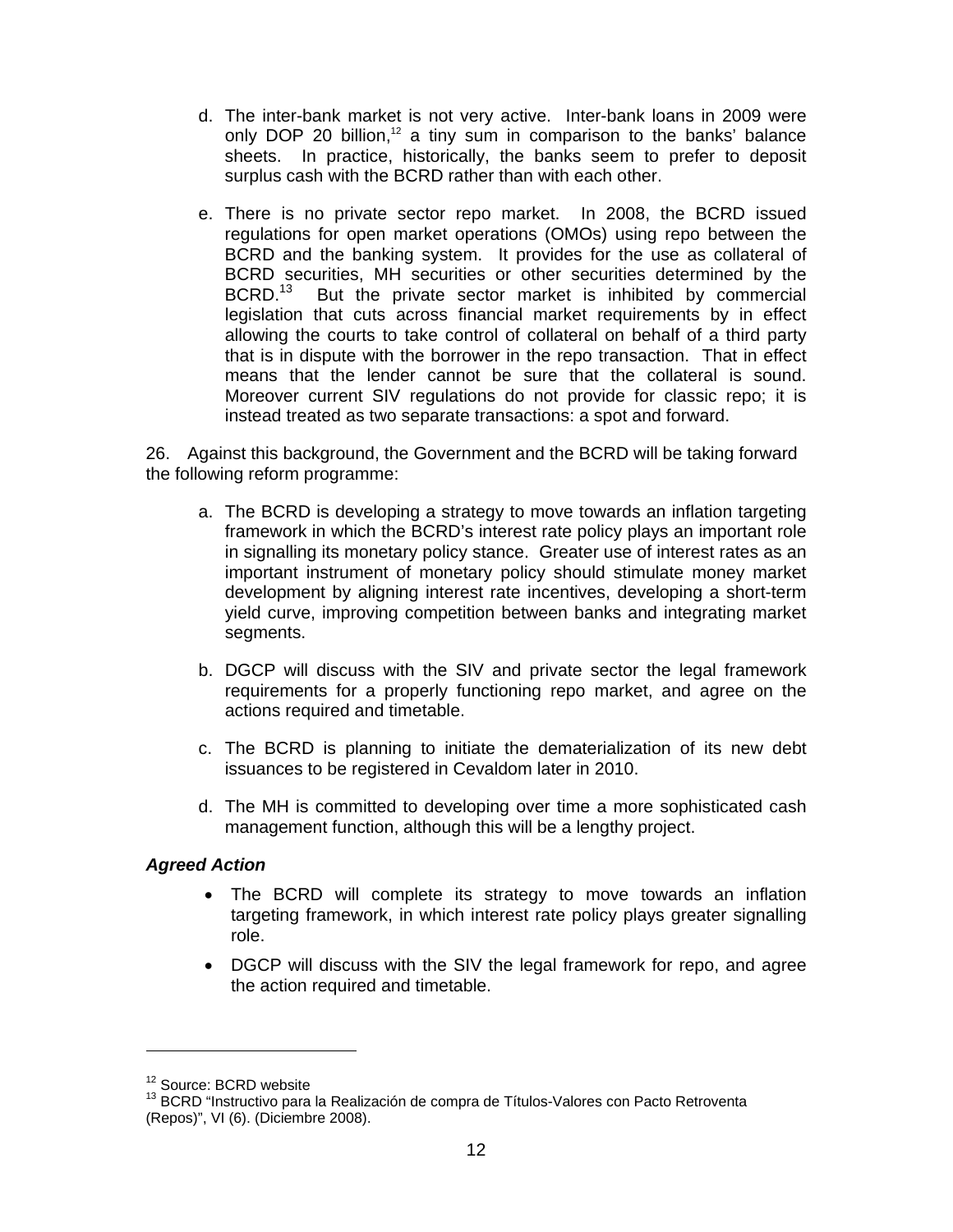d. The inter-bank market is not very active. Inter-bank loans in 2009 were only DOP 20 billion,[12] a tiny sum in comparison to the banks' balance sheets. In practice, historically, the banks seem to prefer to deposit surplus cash with the BCRD rather than with each other.

e. There is no private sector repo market. In 2008, the BCRD issued regulations for open market operations (OMOs) using repo between the BCRD and the banking system. It provides for the use as collateral of BCRD securities, MH securities or other securities determined by the BCRD.[13] But the private sector market is inhibited by commercial legislation that cuts across financial market requirements by in effect allowing the courts to take control of collateral on behalf of a third party that is in dispute with the borrower in the repo transaction. That in effect means that the lender cannot be sure that the collateral is sound. Moreover current SIV regulations do not provide for classic repo; it is instead treated as two separate transactions: a spot and forward.

26. Against this background, the Government and the BCRD will be taking forward the following reform programme:

a. The BCRD is developing a strategy to move towards an inflation targeting framework in which the BCRD's interest rate policy plays an important role in signalling its monetary policy stance. Greater use of interest rates as an important instrument of monetary policy should stimulate money market development by aligning interest rate incentives, developing a short-term yield curve, improving competition between banks and integrating market segments.

b. DGCP will discuss with the SIV and private sector the legal framework requirements for a properly functioning repo market, and agree on the actions required and timetable.

c. The BCRD is planning to initiate the dematerialization of its new debt issuances to be registered in Cevaldom later in 2010.

d. The MH is committed to developing over time a more sophisticated cash management function, although this will be a lengthy project.

***Agreed Action***

- The BCRD will complete its strategy to move towards an inflation targeting framework, in which interest rate policy plays greater signalling role.
- DGCP will discuss with the SIV the legal framework for repo, and agree the action required and timetable.

---

[12] Source: BCRD website

[13] BCRD "Instructivo para la Realización de compra de Títulos-Valores con Pacto Retroventa (Repos)", VI (6). (Diciembre 2008).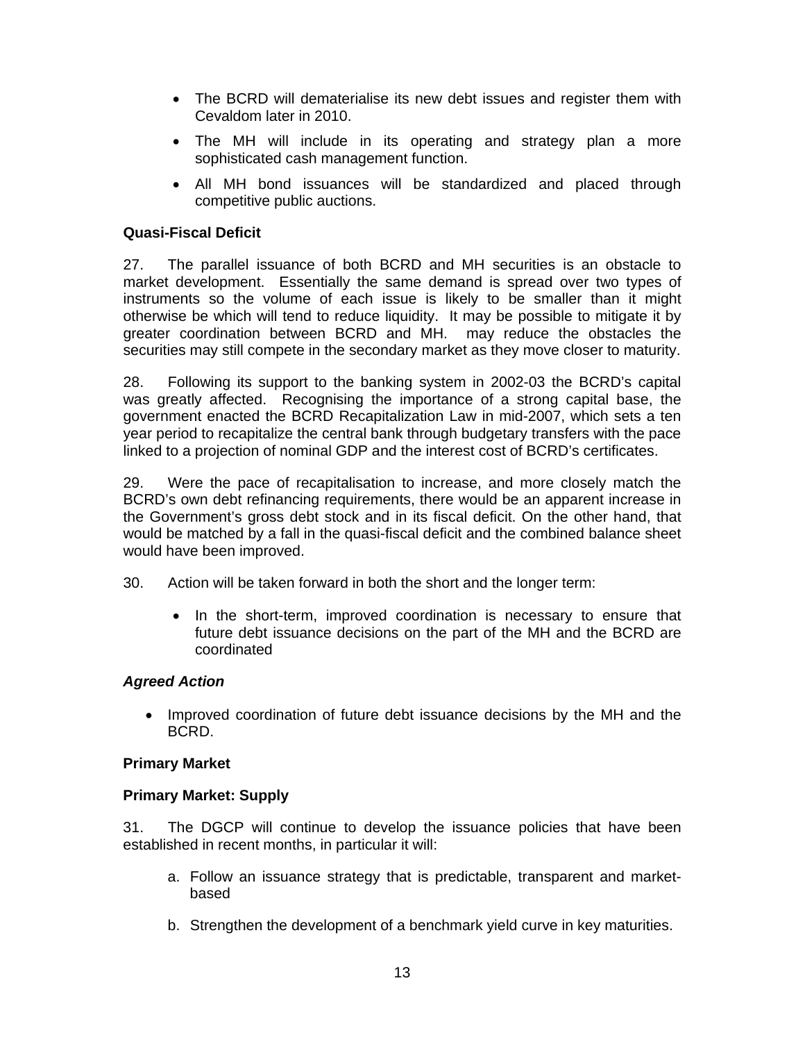- The BCRD will dematerialise its new debt issues and register them with Cevaldom later in 2010.
- The MH will include in its operating and strategy plan a more sophisticated cash management function.
- All MH bond issuances will be standardized and placed through competitive public auctions.

**Quasi-Fiscal Deficit**

27. The parallel issuance of both BCRD and MH securities is an obstacle to market development. Essentially the same demand is spread over two types of instruments so the volume of each issue is likely to be smaller than it might otherwise be which will tend to reduce liquidity. It may be possible to mitigate it by greater coordination between BCRD and MH. may reduce the obstacles the securities may still compete in the secondary market as they move closer to maturity.

28. Following its support to the banking system in 2002-03 the BCRD's capital was greatly affected. Recognising the importance of a strong capital base, the government enacted the BCRD Recapitalization Law in mid-2007, which sets a ten year period to recapitalize the central bank through budgetary transfers with the pace linked to a projection of nominal GDP and the interest cost of BCRD's certificates.

29. Were the pace of recapitalisation to increase, and more closely match the BCRD's own debt refinancing requirements, there would be an apparent increase in the Government's gross debt stock and in its fiscal deficit. On the other hand, that would be matched by a fall in the quasi-fiscal deficit and the combined balance sheet would have been improved.

30. Action will be taken forward in both the short and the longer term:

- In the short-term, improved coordination is necessary to ensure that future debt issuance decisions on the part of the MH and the BCRD are coordinated

***Agreed Action***

- Improved coordination of future debt issuance decisions by the MH and the BCRD.

**Primary Market**

**Primary Market: Supply**

31. The DGCP will continue to develop the issuance policies that have been established in recent months, in particular it will:

a. Follow an issuance strategy that is predictable, transparent and market-based

b. Strengthen the development of a benchmark yield curve in key maturities.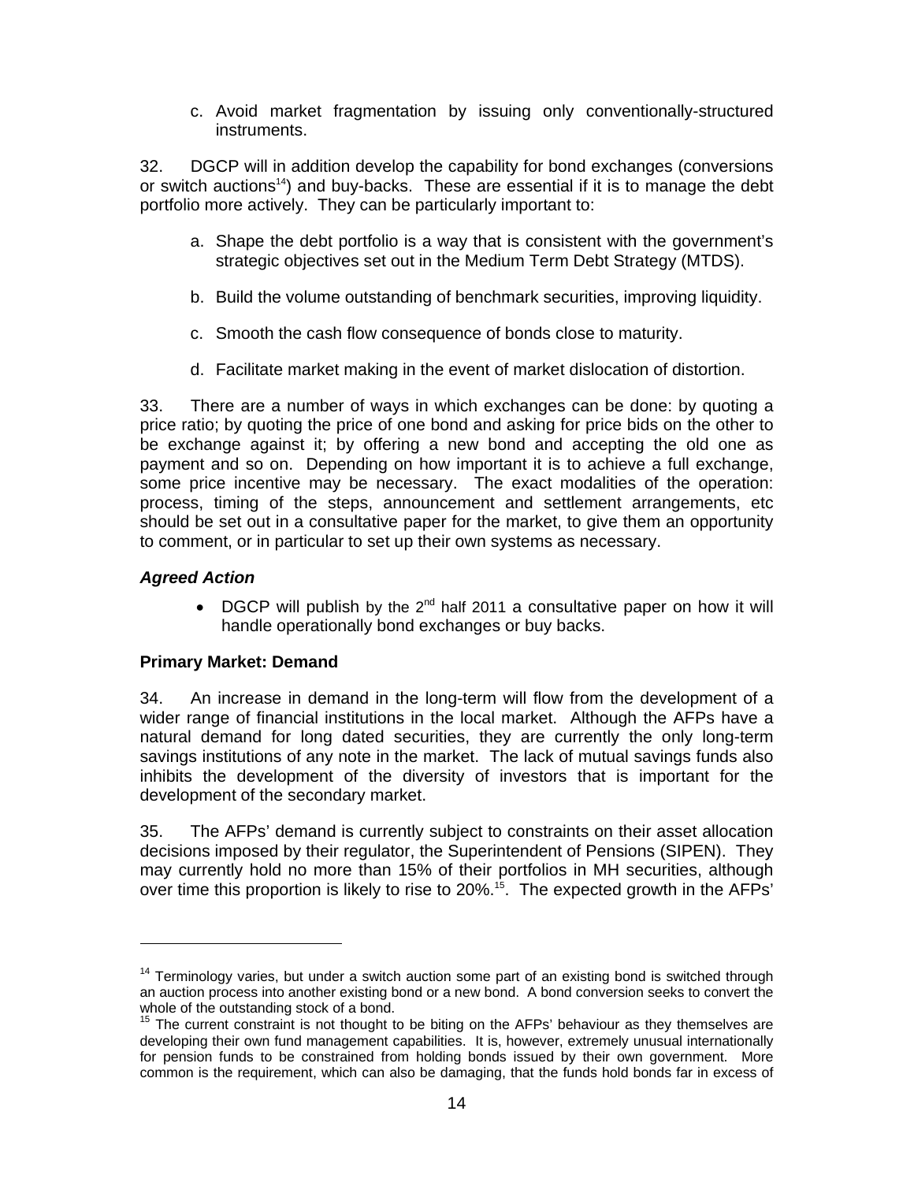c. Avoid market fragmentation by issuing only conventionally-structured instruments.

32. DGCP will in addition develop the capability for bond exchanges (conversions or switch auctions[14]) and buy-backs. These are essential if it is to manage the debt portfolio more actively. They can be particularly important to:

a. Shape the debt portfolio is a way that is consistent with the government's strategic objectives set out in the Medium Term Debt Strategy (MTDS).

b. Build the volume outstanding of benchmark securities, improving liquidity.

c. Smooth the cash flow consequence of bonds close to maturity.

d. Facilitate market making in the event of market dislocation of distortion.

33. There are a number of ways in which exchanges can be done: by quoting a price ratio; by quoting the price of one bond and asking for price bids on the other to be exchange against it; by offering a new bond and accepting the old one as payment and so on. Depending on how important it is to achieve a full exchange, some price incentive may be necessary. The exact modalities of the operation: process, timing of the steps, announcement and settlement arrangements, etc should be set out in a consultative paper for the market, to give them an opportunity to comment, or in particular to set up their own systems as necessary.

### *Agreed Action*

- DGCP will publish by the 2nd half 2011 a consultative paper on how it will handle operationally bond exchanges or buy backs.

### Primary Market: Demand

34. An increase in demand in the long-term will flow from the development of a wider range of financial institutions in the local market. Although the AFPs have a natural demand for long dated securities, they are currently the only long-term savings institutions of any note in the market. The lack of mutual savings funds also inhibits the development of the diversity of investors that is important for the development of the secondary market.

35. The AFPs' demand is currently subject to constraints on their asset allocation decisions imposed by their regulator, the Superintendent of Pensions (SIPEN). They may currently hold no more than 15% of their portfolios in MH securities, although over time this proportion is likely to rise to 20%.[15]. The expected growth in the AFPs'

---

[14] Terminology varies, but under a switch auction some part of an existing bond is switched through an auction process into another existing bond or a new bond. A bond conversion seeks to convert the whole of the outstanding stock of a bond.

[15] The current constraint is not thought to be biting on the AFPs' behaviour as they themselves are developing their own fund management capabilities. It is, however, extremely unusual internationally for pension funds to be constrained from holding bonds issued by their own government. More common is the requirement, which can also be damaging, that the funds hold bonds far in excess of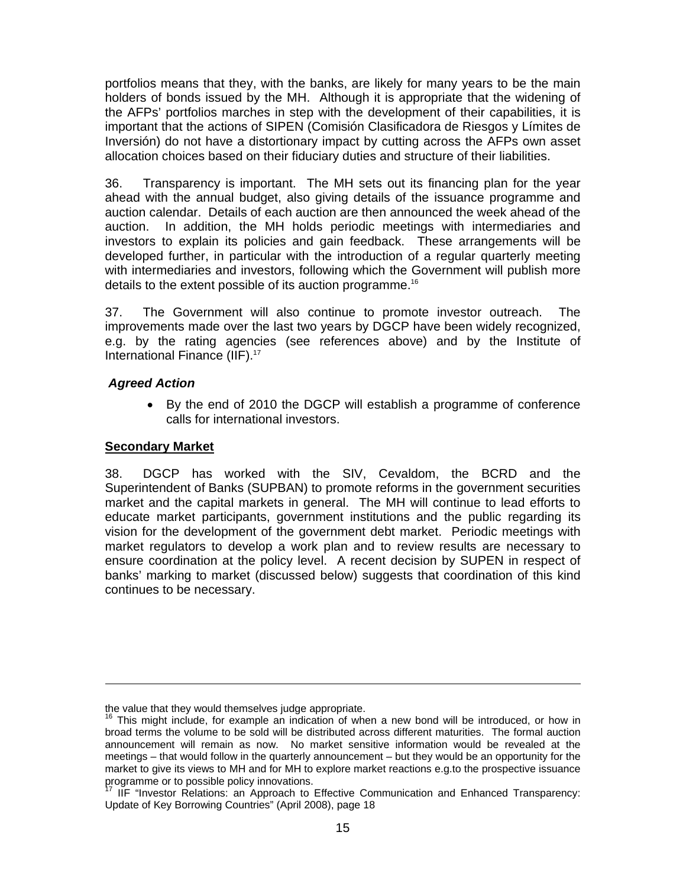portfolios means that they, with the banks, are likely for many years to be the main holders of bonds issued by the MH. Although it is appropriate that the widening of the AFPs' portfolios marches in step with the development of their capabilities, it is important that the actions of SIPEN (Comisión Clasificadora de Riesgos y Límites de Inversión) do not have a distortionary impact by cutting across the AFPs own asset allocation choices based on their fiduciary duties and structure of their liabilities.

36. Transparency is important. The MH sets out its financing plan for the year ahead with the annual budget, also giving details of the issuance programme and auction calendar. Details of each auction are then announced the week ahead of the auction. In addition, the MH holds periodic meetings with intermediaries and investors to explain its policies and gain feedback. These arrangements will be developed further, in particular with the introduction of a regular quarterly meeting with intermediaries and investors, following which the Government will publish more details to the extent possible of its auction programme.[16]

37. The Government will also continue to promote investor outreach. The improvements made over the last two years by DGCP have been widely recognized, e.g. by the rating agencies (see references above) and by the Institute of International Finance (IIF).[17]

***Agreed Action***

- By the end of 2010 the DGCP will establish a programme of conference calls for international investors.

**Secondary Market**

38. DGCP has worked with the SIV, Cevaldom, the BCRD and the Superintendent of Banks (SUPBAN) to promote reforms in the government securities market and the capital markets in general. The MH will continue to lead efforts to educate market participants, government institutions and the public regarding its vision for the development of the government debt market. Periodic meetings with market regulators to develop a work plan and to review results are necessary to ensure coordination at the policy level. A recent decision by SUPEN in respect of banks' marking to market (discussed below) suggests that coordination of this kind continues to be necessary.

---

the value that they would themselves judge appropriate.

[16] This might include, for example an indication of when a new bond will be introduced, or how in broad terms the volume to be sold will be distributed across different maturities. The formal auction announcement will remain as now. No market sensitive information would be revealed at the meetings – that would follow in the quarterly announcement – but they would be an opportunity for the market to give its views to MH and for MH to explore market reactions e.g.to the prospective issuance programme or to possible policy innovations.

[17] IIF "Investor Relations: an Approach to Effective Communication and Enhanced Transparency: Update of Key Borrowing Countries" (April 2008), page 18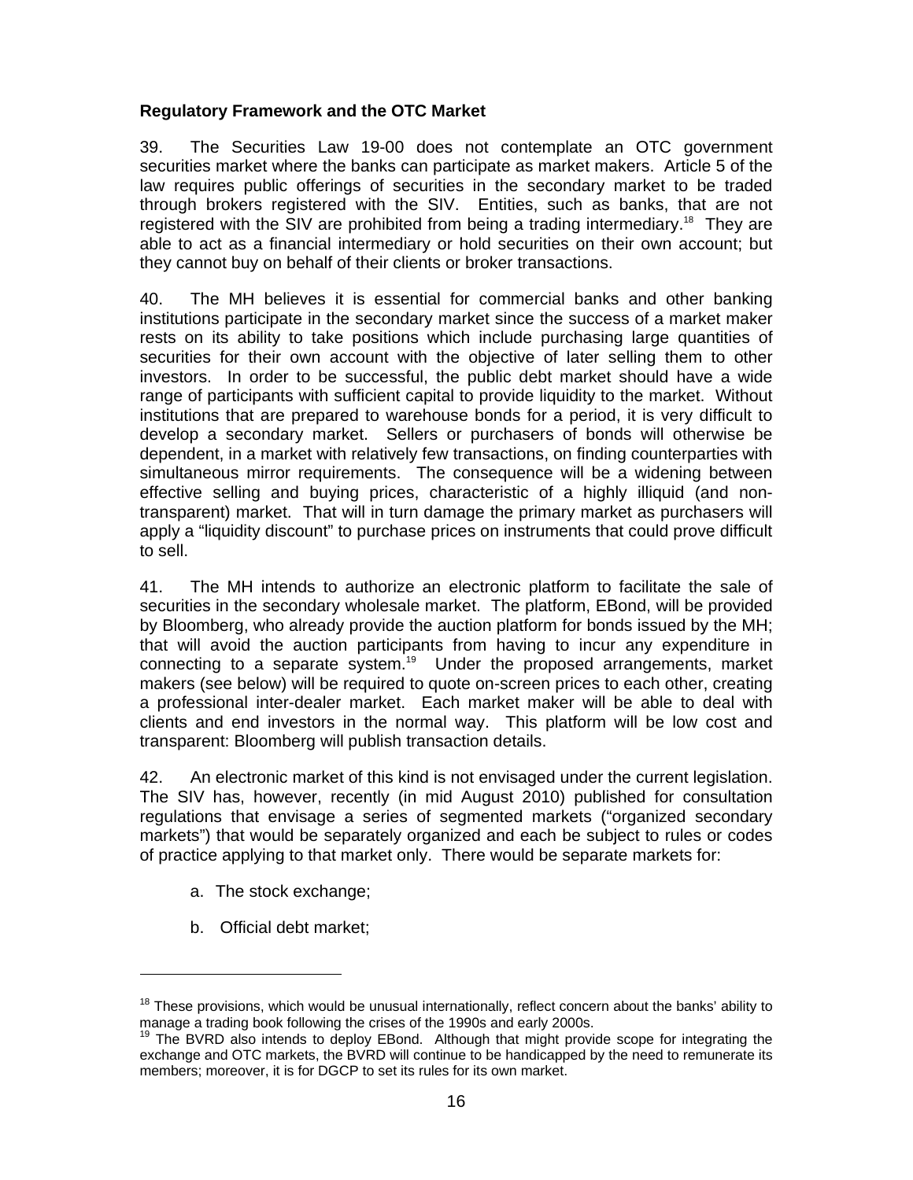**Regulatory Framework and the OTC Market**

39. The Securities Law 19-00 does not contemplate an OTC government securities market where the banks can participate as market makers. Article 5 of the law requires public offerings of securities in the secondary market to be traded through brokers registered with the SIV. Entities, such as banks, that are not registered with the SIV are prohibited from being a trading intermediary.[18] They are able to act as a financial intermediary or hold securities on their own account; but they cannot buy on behalf of their clients or broker transactions.

40. The MH believes it is essential for commercial banks and other banking institutions participate in the secondary market since the success of a market maker rests on its ability to take positions which include purchasing large quantities of securities for their own account with the objective of later selling them to other investors. In order to be successful, the public debt market should have a wide range of participants with sufficient capital to provide liquidity to the market. Without institutions that are prepared to warehouse bonds for a period, it is very difficult to develop a secondary market. Sellers or purchasers of bonds will otherwise be dependent, in a market with relatively few transactions, on finding counterparties with simultaneous mirror requirements. The consequence will be a widening between effective selling and buying prices, characteristic of a highly illiquid (and non-transparent) market. That will in turn damage the primary market as purchasers will apply a "liquidity discount" to purchase prices on instruments that could prove difficult to sell.

41. The MH intends to authorize an electronic platform to facilitate the sale of securities in the secondary wholesale market. The platform, EBond, will be provided by Bloomberg, who already provide the auction platform for bonds issued by the MH; that will avoid the auction participants from having to incur any expenditure in connecting to a separate system.[19] Under the proposed arrangements, market makers (see below) will be required to quote on-screen prices to each other, creating a professional inter-dealer market. Each market maker will be able to deal with clients and end investors in the normal way. This platform will be low cost and transparent: Bloomberg will publish transaction details.

42. An electronic market of this kind is not envisaged under the current legislation. The SIV has, however, recently (in mid August 2010) published for consultation regulations that envisage a series of segmented markets ("organized secondary markets") that would be separately organized and each be subject to rules or codes of practice applying to that market only. There would be separate markets for:

a. The stock exchange;

b. Official debt market;

---

[18] These provisions, which would be unusual internationally, reflect concern about the banks' ability to manage a trading book following the crises of the 1990s and early 2000s.

[19] The BVRD also intends to deploy EBond. Although that might provide scope for integrating the exchange and OTC markets, the BVRD will continue to be handicapped by the need to remunerate its members; moreover, it is for DGCP to set its rules for its own market.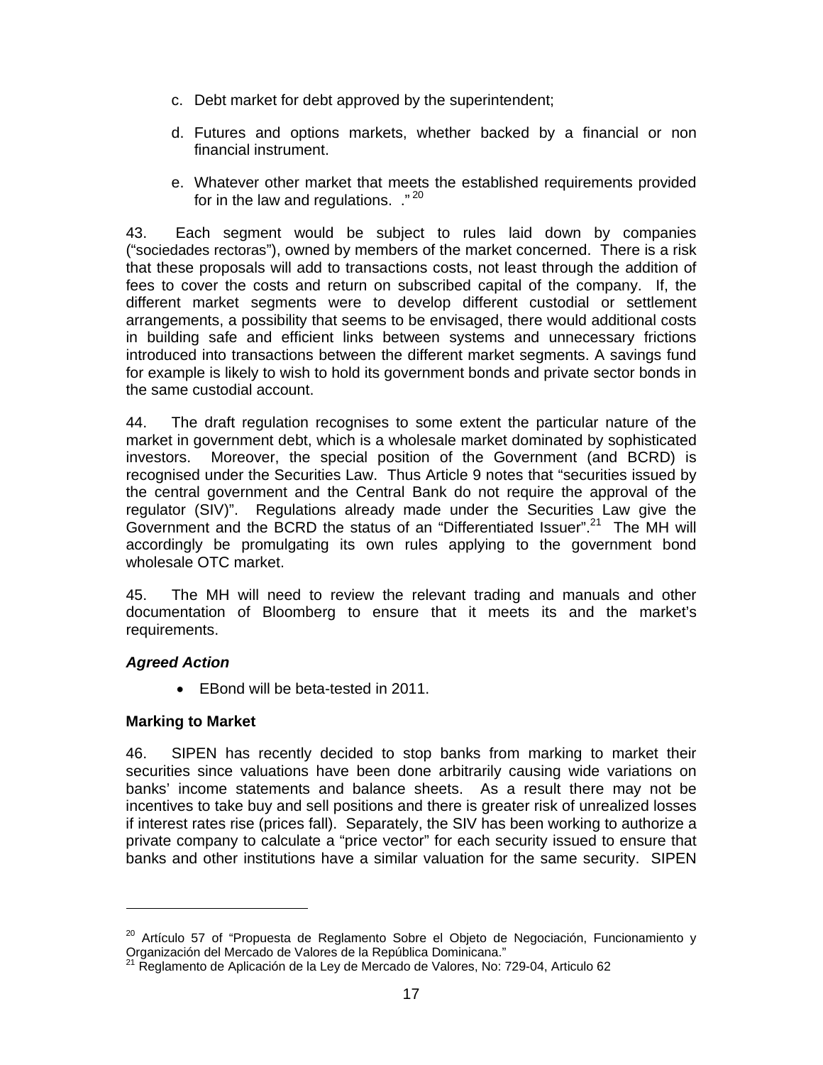c. Debt market for debt approved by the superintendent;

d. Futures and options markets, whether backed by a financial or non financial instrument.

e. Whatever other market that meets the established requirements provided for in the law and regulations. ."[20]

43. Each segment would be subject to rules laid down by companies ("sociedades rectoras"), owned by members of the market concerned. There is a risk that these proposals will add to transactions costs, not least through the addition of fees to cover the costs and return on subscribed capital of the company. If, the different market segments were to develop different custodial or settlement arrangements, a possibility that seems to be envisaged, there would additional costs in building safe and efficient links between systems and unnecessary frictions introduced into transactions between the different market segments. A savings fund for example is likely to wish to hold its government bonds and private sector bonds in the same custodial account.

44. The draft regulation recognises to some extent the particular nature of the market in government debt, which is a wholesale market dominated by sophisticated investors. Moreover, the special position of the Government (and BCRD) is recognised under the Securities Law. Thus Article 9 notes that "securities issued by the central government and the Central Bank do not require the approval of the regulator (SIV)". Regulations already made under the Securities Law give the Government and the BCRD the status of an "Differentiated Issuer".[21] The MH will accordingly be promulgating its own rules applying to the government bond wholesale OTC market.

45. The MH will need to review the relevant trading and manuals and other documentation of Bloomberg to ensure that it meets its and the market's requirements.

***Agreed Action***

- EBond will be beta-tested in 2011.

**Marking to Market**

46. SIPEN has recently decided to stop banks from marking to market their securities since valuations have been done arbitrarily causing wide variations on banks' income statements and balance sheets. As a result there may not be incentives to take buy and sell positions and there is greater risk of unrealized losses if interest rates rise (prices fall). Separately, the SIV has been working to authorize a private company to calculate a "price vector" for each security issued to ensure that banks and other institutions have a similar valuation for the same security. SIPEN

---

[20] Artículo 57 of "Propuesta de Reglamento Sobre el Objeto de Negociación, Funcionamiento y Organización del Mercado de Valores de la República Dominicana."

[21] Reglamento de Aplicación de la Ley de Mercado de Valores, No: 729-04, Articulo 62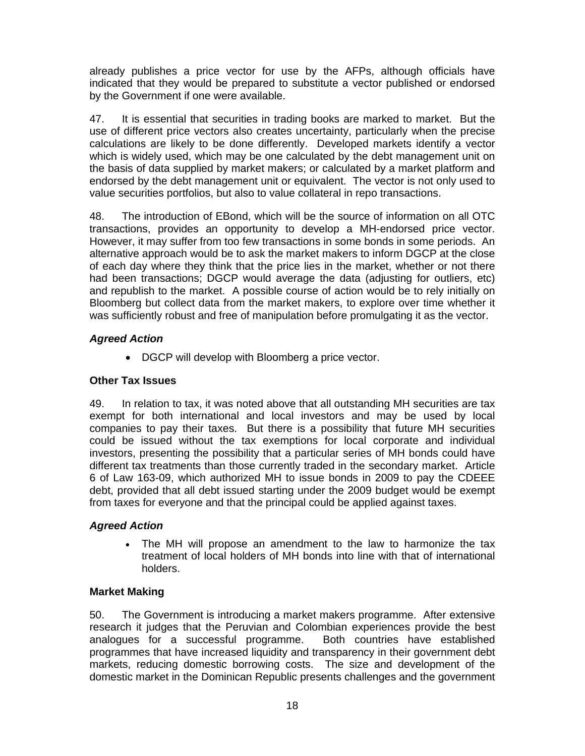already publishes a price vector for use by the AFPs, although officials have indicated that they would be prepared to substitute a vector published or endorsed by the Government if one were available.

47. It is essential that securities in trading books are marked to market. But the use of different price vectors also creates uncertainty, particularly when the precise calculations are likely to be done differently. Developed markets identify a vector which is widely used, which may be one calculated by the debt management unit on the basis of data supplied by market makers; or calculated by a market platform and endorsed by the debt management unit or equivalent. The vector is not only used to value securities portfolios, but also to value collateral in repo transactions.

48. The introduction of EBond, which will be the source of information on all OTC transactions, provides an opportunity to develop a MH-endorsed price vector. However, it may suffer from too few transactions in some bonds in some periods. An alternative approach would be to ask the market makers to inform DGCP at the close of each day where they think that the price lies in the market, whether or not there had been transactions; DGCP would average the data (adjusting for outliers, etc) and republish to the market. A possible course of action would be to rely initially on Bloomberg but collect data from the market makers, to explore over time whether it was sufficiently robust and free of manipulation before promulgating it as the vector.

***Agreed Action***

- DGCP will develop with Bloomberg a price vector.

**Other Tax Issues**

49. In relation to tax, it was noted above that all outstanding MH securities are tax exempt for both international and local investors and may be used by local companies to pay their taxes. But there is a possibility that future MH securities could be issued without the tax exemptions for local corporate and individual investors, presenting the possibility that a particular series of MH bonds could have different tax treatments than those currently traded in the secondary market. Article 6 of Law 163-09, which authorized MH to issue bonds in 2009 to pay the CDEEE debt, provided that all debt issued starting under the 2009 budget would be exempt from taxes for everyone and that the principal could be applied against taxes.

***Agreed Action***

- The MH will propose an amendment to the law to harmonize the tax treatment of local holders of MH bonds into line with that of international holders.

**Market Making**

50. The Government is introducing a market makers programme. After extensive research it judges that the Peruvian and Colombian experiences provide the best analogues for a successful programme. Both countries have established programmes that have increased liquidity and transparency in their government debt markets, reducing domestic borrowing costs. The size and development of the domestic market in the Dominican Republic presents challenges and the government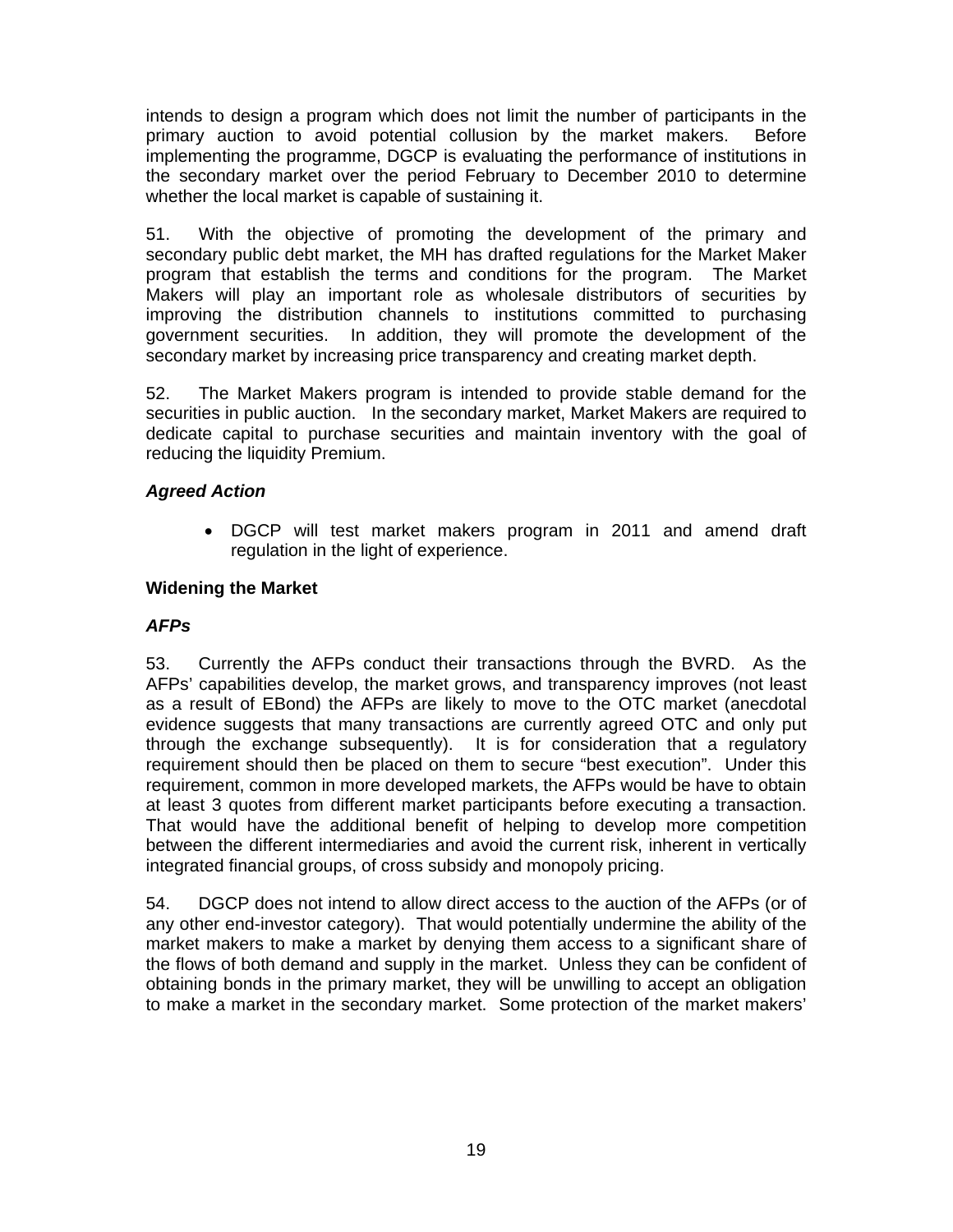intends to design a program which does not limit the number of participants in the primary auction to avoid potential collusion by the market makers. Before implementing the programme, DGCP is evaluating the performance of institutions in the secondary market over the period February to December 2010 to determine whether the local market is capable of sustaining it.

51. With the objective of promoting the development of the primary and secondary public debt market, the MH has drafted regulations for the Market Maker program that establish the terms and conditions for the program. The Market Makers will play an important role as wholesale distributors of securities by improving the distribution channels to institutions committed to purchasing government securities. In addition, they will promote the development of the secondary market by increasing price transparency and creating market depth.

52. The Market Makers program is intended to provide stable demand for the securities in public auction. In the secondary market, Market Makers are required to dedicate capital to purchase securities and maintain inventory with the goal of reducing the liquidity Premium.

***Agreed Action***

- DGCP will test market makers program in 2011 and amend draft regulation in the light of experience.

**Widening the Market**

***AFPs***

53. Currently the AFPs conduct their transactions through the BVRD. As the AFPs' capabilities develop, the market grows, and transparency improves (not least as a result of EBond) the AFPs are likely to move to the OTC market (anecdotal evidence suggests that many transactions are currently agreed OTC and only put through the exchange subsequently). It is for consideration that a regulatory requirement should then be placed on them to secure "best execution". Under this requirement, common in more developed markets, the AFPs would be have to obtain at least 3 quotes from different market participants before executing a transaction. That would have the additional benefit of helping to develop more competition between the different intermediaries and avoid the current risk, inherent in vertically integrated financial groups, of cross subsidy and monopoly pricing.

54. DGCP does not intend to allow direct access to the auction of the AFPs (or of any other end-investor category). That would potentially undermine the ability of the market makers to make a market by denying them access to a significant share of the flows of both demand and supply in the market. Unless they can be confident of obtaining bonds in the primary market, they will be unwilling to accept an obligation to make a market in the secondary market. Some protection of the market makers'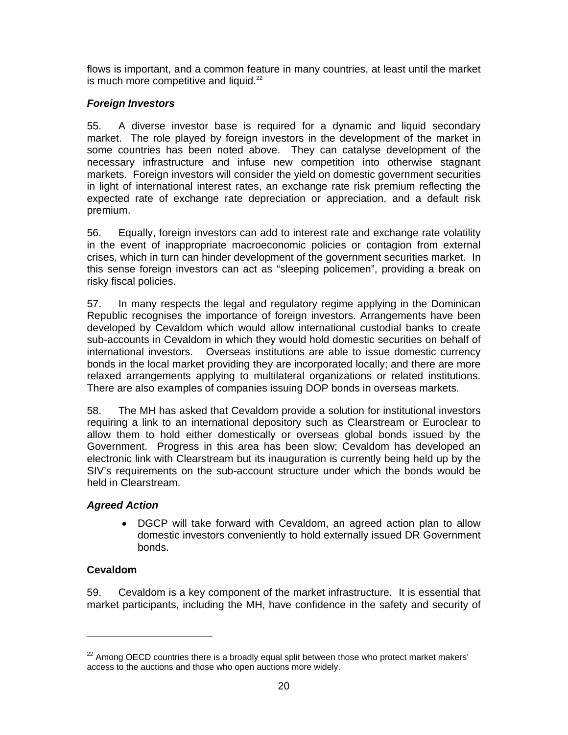flows is important, and a common feature in many countries, at least until the market is much more competitive and liquid.[22]

### *Foreign Investors*

55. A diverse investor base is required for a dynamic and liquid secondary market. The role played by foreign investors in the development of the market in some countries has been noted above. They can catalyse development of the necessary infrastructure and infuse new competition into otherwise stagnant markets. Foreign investors will consider the yield on domestic government securities in light of international interest rates, an exchange rate risk premium reflecting the expected rate of exchange rate depreciation or appreciation, and a default risk premium.

56. Equally, foreign investors can add to interest rate and exchange rate volatility in the event of inappropriate macroeconomic policies or contagion from external crises, which in turn can hinder development of the government securities market. In this sense foreign investors can act as "sleeping policemen", providing a break on risky fiscal policies.

57. In many respects the legal and regulatory regime applying in the Dominican Republic recognises the importance of foreign investors. Arrangements have been developed by Cevaldom which would allow international custodial banks to create sub-accounts in Cevaldom in which they would hold domestic securities on behalf of international investors. Overseas institutions are able to issue domestic currency bonds in the local market providing they are incorporated locally; and there are more relaxed arrangements applying to multilateral organizations or related institutions. There are also examples of companies issuing DOP bonds in overseas markets.

58. The MH has asked that Cevaldom provide a solution for institutional investors requiring a link to an international depository such as Clearstream or Euroclear to allow them to hold either domestically or overseas global bonds issued by the Government. Progress in this area has been slow; Cevaldom has developed an electronic link with Clearstream but its inauguration is currently being held up by the SIV's requirements on the sub-account structure under which the bonds would be held in Clearstream.

### *Agreed Action*

- DGCP will take forward with Cevaldom, an agreed action plan to allow domestic investors conveniently to hold externally issued DR Government bonds.

### Cevaldom

59. Cevaldom is a key component of the market infrastructure. It is essential that market participants, including the MH, have confidence in the safety and security of

---

[22] Among OECD countries there is a broadly equal split between those who protect market makers' access to the auctions and those who open auctions more widely.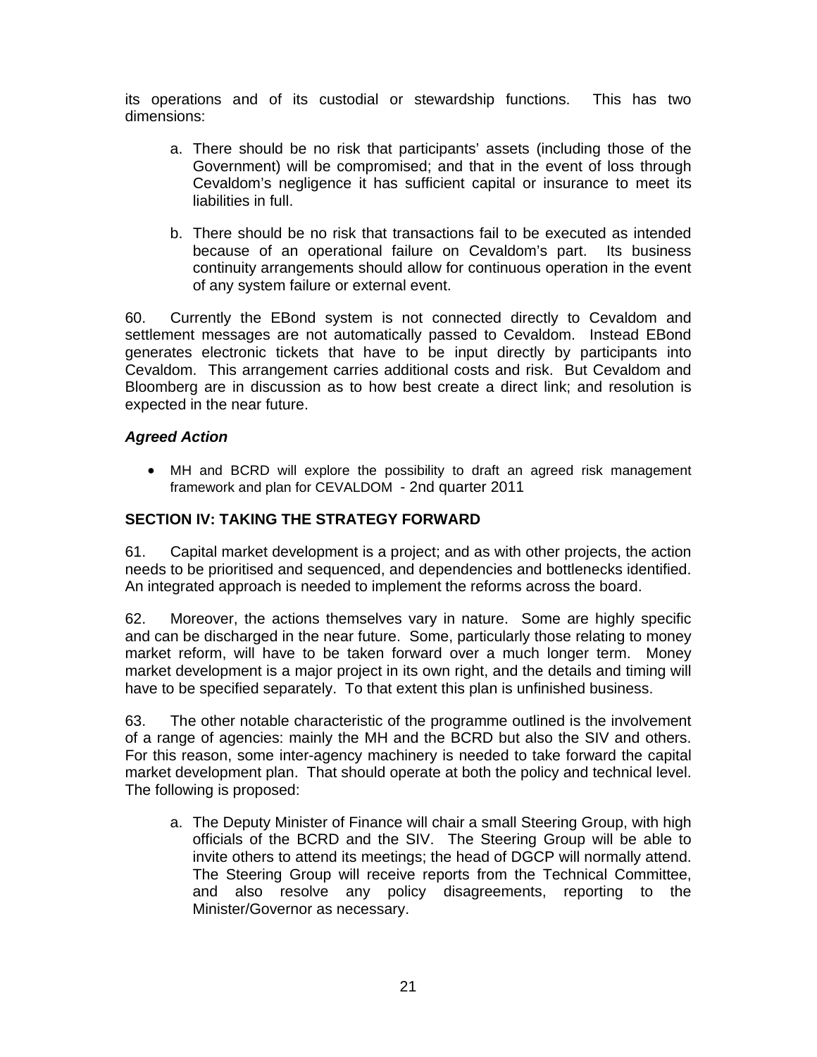its operations and of its custodial or stewardship functions. This has two dimensions:

a. There should be no risk that participants' assets (including those of the Government) will be compromised; and that in the event of loss through Cevaldom's negligence it has sufficient capital or insurance to meet its liabilities in full.

b. There should be no risk that transactions fail to be executed as intended because of an operational failure on Cevaldom's part. Its business continuity arrangements should allow for continuous operation in the event of any system failure or external event.

60. Currently the EBond system is not connected directly to Cevaldom and settlement messages are not automatically passed to Cevaldom. Instead EBond generates electronic tickets that have to be input directly by participants into Cevaldom. This arrangement carries additional costs and risk. But Cevaldom and Bloomberg are in discussion as to how best create a direct link; and resolution is expected in the near future.

***Agreed Action***

- MH and BCRD will explore the possibility to draft an agreed risk management framework and plan for CEVALDOM - 2nd quarter 2011

**SECTION IV: TAKING THE STRATEGY FORWARD**

61. Capital market development is a project; and as with other projects, the action needs to be prioritised and sequenced, and dependencies and bottlenecks identified. An integrated approach is needed to implement the reforms across the board.

62. Moreover, the actions themselves vary in nature. Some are highly specific and can be discharged in the near future. Some, particularly those relating to money market reform, will have to be taken forward over a much longer term. Money market development is a major project in its own right, and the details and timing will have to be specified separately. To that extent this plan is unfinished business.

63. The other notable characteristic of the programme outlined is the involvement of a range of agencies: mainly the MH and the BCRD but also the SIV and others. For this reason, some inter-agency machinery is needed to take forward the capital market development plan. That should operate at both the policy and technical level. The following is proposed:

a. The Deputy Minister of Finance will chair a small Steering Group, with high officials of the BCRD and the SIV. The Steering Group will be able to invite others to attend its meetings; the head of DGCP will normally attend. The Steering Group will receive reports from the Technical Committee, and also resolve any policy disagreements, reporting to the Minister/Governor as necessary.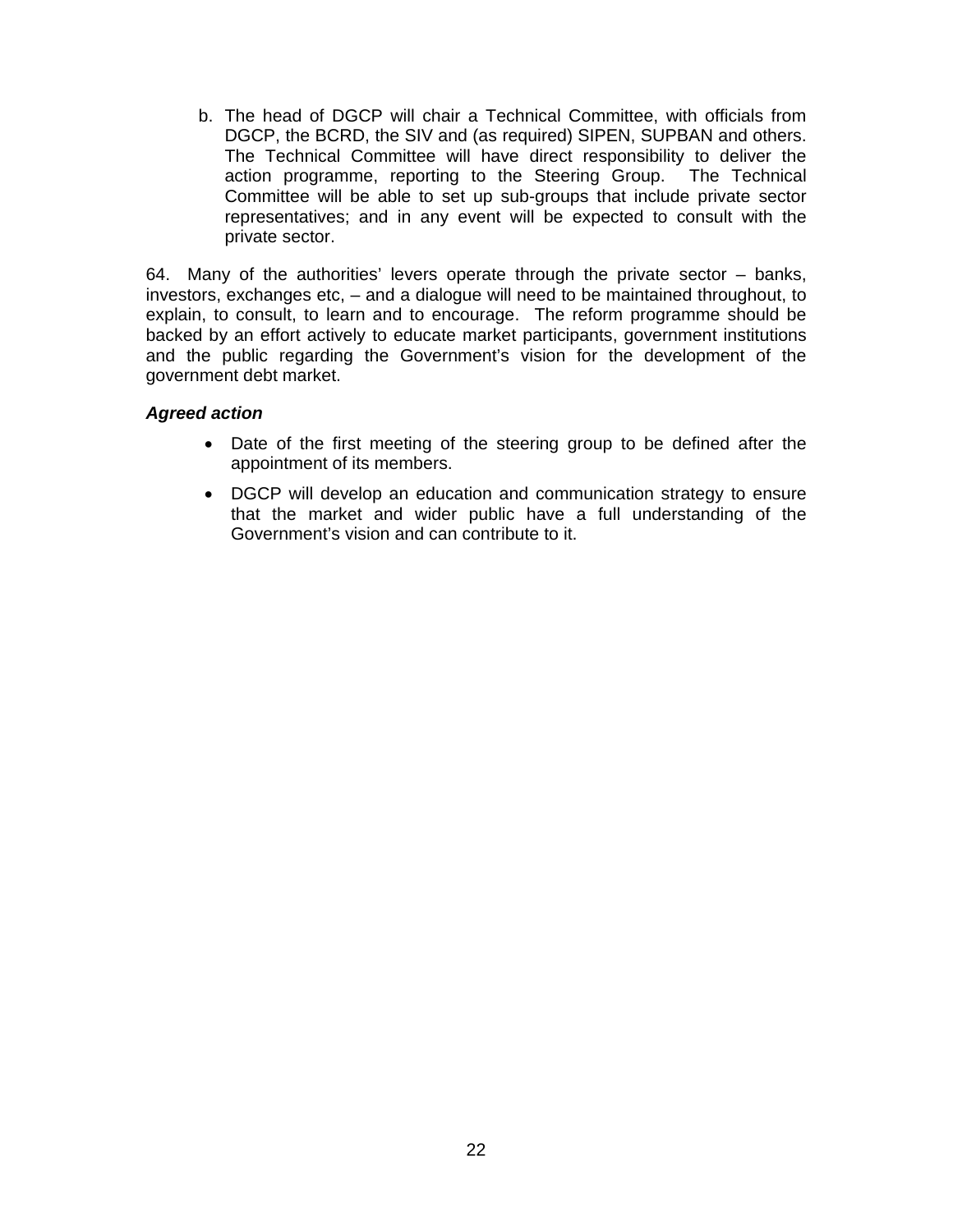b. The head of DGCP will chair a Technical Committee, with officials from DGCP, the BCRD, the SIV and (as required) SIPEN, SUPBAN and others. The Technical Committee will have direct responsibility to deliver the action programme, reporting to the Steering Group. The Technical Committee will be able to set up sub-groups that include private sector representatives; and in any event will be expected to consult with the private sector.

64. Many of the authorities' levers operate through the private sector – banks, investors, exchanges etc, – and a dialogue will need to be maintained throughout, to explain, to consult, to learn and to encourage. The reform programme should be backed by an effort actively to educate market participants, government institutions and the public regarding the Government's vision for the development of the government debt market.

***Agreed action***

- Date of the first meeting of the steering group to be defined after the appointment of its members.
- DGCP will develop an education and communication strategy to ensure that the market and wider public have a full understanding of the Government's vision and can contribute to it.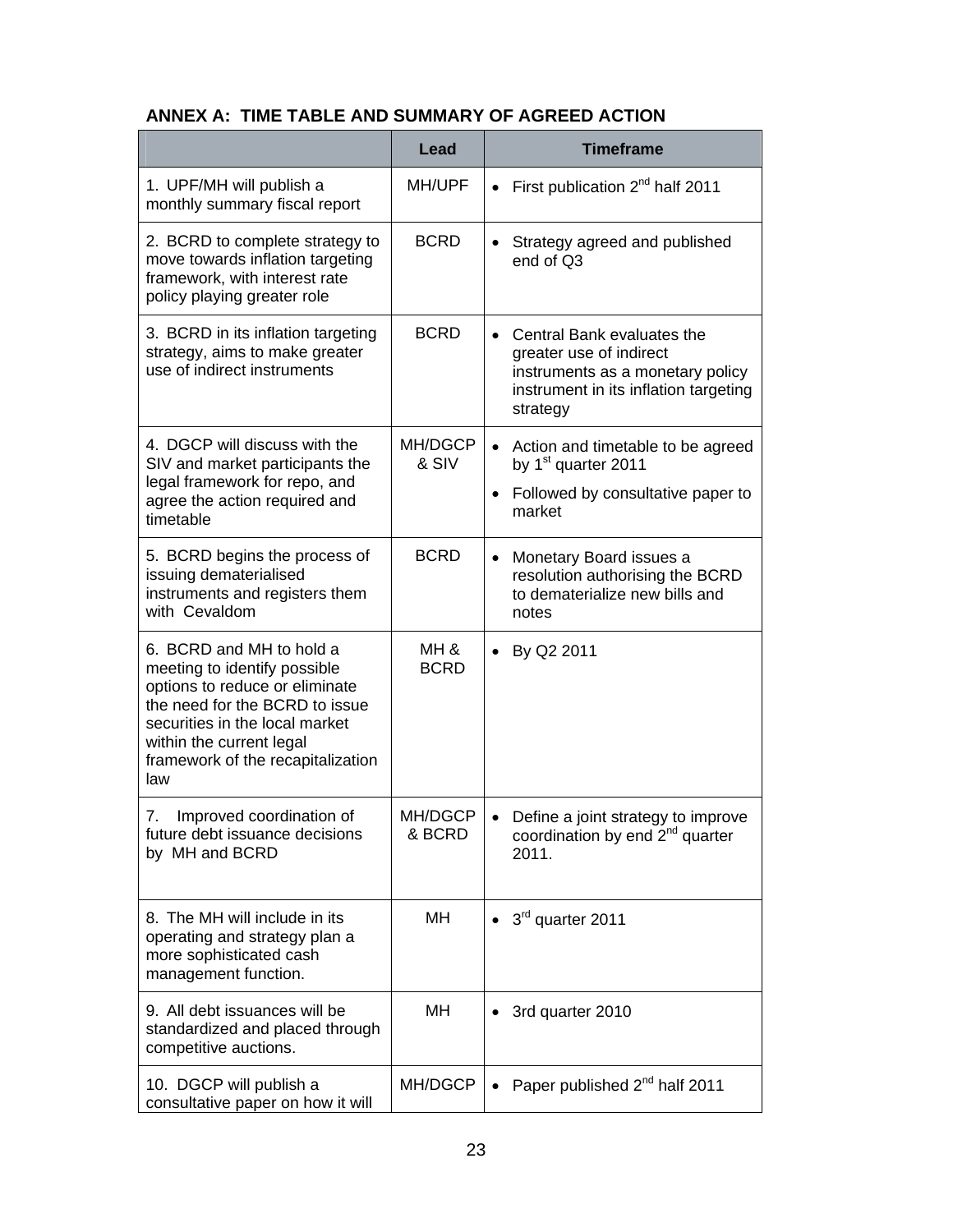## ANNEX A: TIME TABLE AND SUMMARY OF AGREED ACTION

| | Lead | Timeframe |
|---|---|---|
| 1. UPF/MH will publish a monthly summary fiscal report | MH/UPF | • First publication 2nd half 2011 |
| 2. BCRD to complete strategy to move towards inflation targeting framework, with interest rate policy playing greater role | BCRD | • Strategy agreed and published end of Q3 |
| 3. BCRD in its inflation targeting strategy, aims to make greater use of indirect instruments | BCRD | • Central Bank evaluates the greater use of indirect instruments as a monetary policy instrument in its inflation targeting strategy |
| 4. DGCP will discuss with the SIV and market participants the legal framework for repo, and agree the action required and timetable | MH/DGCP & SIV | • Action and timetable to be agreed by 1st quarter 2011<br>• Followed by consultative paper to market |
| 5. BCRD begins the process of issuing dematerialised instruments and registers them with Cevaldom | BCRD | • Monetary Board issues a resolution authorising the BCRD to dematerialize new bills and notes |
| 6. BCRD and MH to hold a meeting to identify possible options to reduce or eliminate the need for the BCRD to issue securities in the local market within the current legal framework of the recapitalization law | MH & BCRD | • By Q2 2011 |
| 7. Improved coordination of future debt issuance decisions by MH and BCRD | MH/DGCP & BCRD | • Define a joint strategy to improve coordination by end 2nd quarter 2011. |
| 8. The MH will include in its operating and strategy plan a more sophisticated cash management function. | MH | • 3rd quarter 2011 |
| 9. All debt issuances will be standardized and placed through competitive auctions. | MH | • 3rd quarter 2010 |
| 10. DGCP will publish a consultative paper on how it will | MH/DGCP | • Paper published 2nd half 2011 |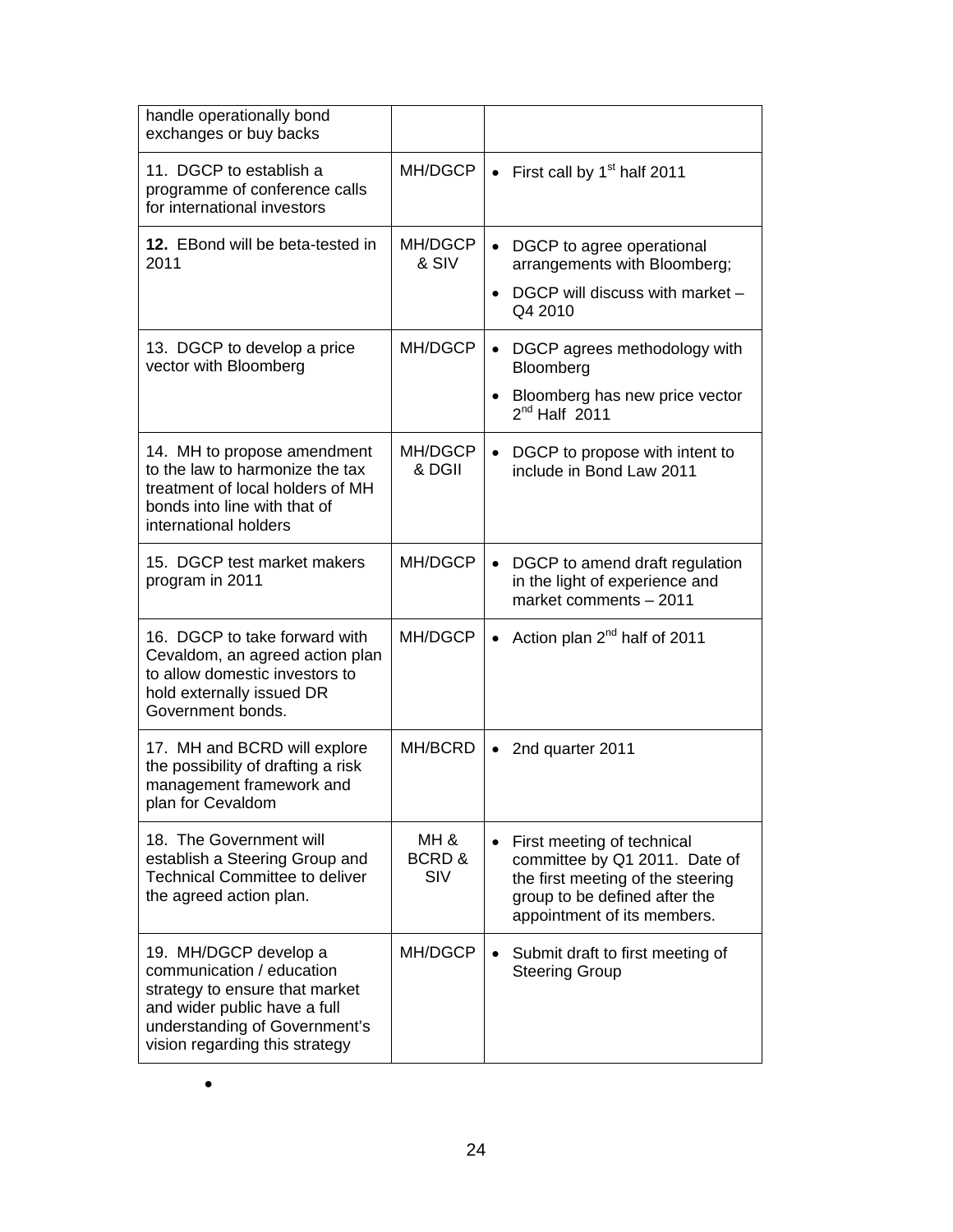| | | |
|---|---|---|
| handle operationally bond exchanges or buy backs | | |
| 11. DGCP to establish a programme of conference calls for international investors | MH/DGCP | • First call by 1st half 2011 |
| **12.** EBond will be beta-tested in 2011 | MH/DGCP & SIV | • DGCP to agree operational arrangements with Bloomberg;<br>• DGCP will discuss with market – Q4 2010 |
| 13. DGCP to develop a price vector with Bloomberg | MH/DGCP | • DGCP agrees methodology with Bloomberg<br>• Bloomberg has new price vector 2nd Half 2011 |
| 14. MH to propose amendment to the law to harmonize the tax treatment of local holders of MH bonds into line with that of international holders | MH/DGCP & DGII | • DGCP to propose with intent to include in Bond Law 2011 |
| 15. DGCP test market makers program in 2011 | MH/DGCP | • DGCP to amend draft regulation in the light of experience and market comments – 2011 |
| 16. DGCP to take forward with Cevaldom, an agreed action plan to allow domestic investors to hold externally issued DR Government bonds. | MH/DGCP | • Action plan 2nd half of 2011 |
| 17. MH and BCRD will explore the possibility of drafting a risk management framework and plan for Cevaldom | MH/BCRD | • 2nd quarter 2011 |
| 18. The Government will establish a Steering Group and Technical Committee to deliver the agreed action plan. | MH & BCRD & SIV | • First meeting of technical committee by Q1 2011. Date of the first meeting of the steering group to be defined after the appointment of its members. |
| 19. MH/DGCP develop a communication / education strategy to ensure that market and wider public have a full understanding of Government's vision regarding this strategy | MH/DGCP | • Submit draft to first meeting of Steering Group |

•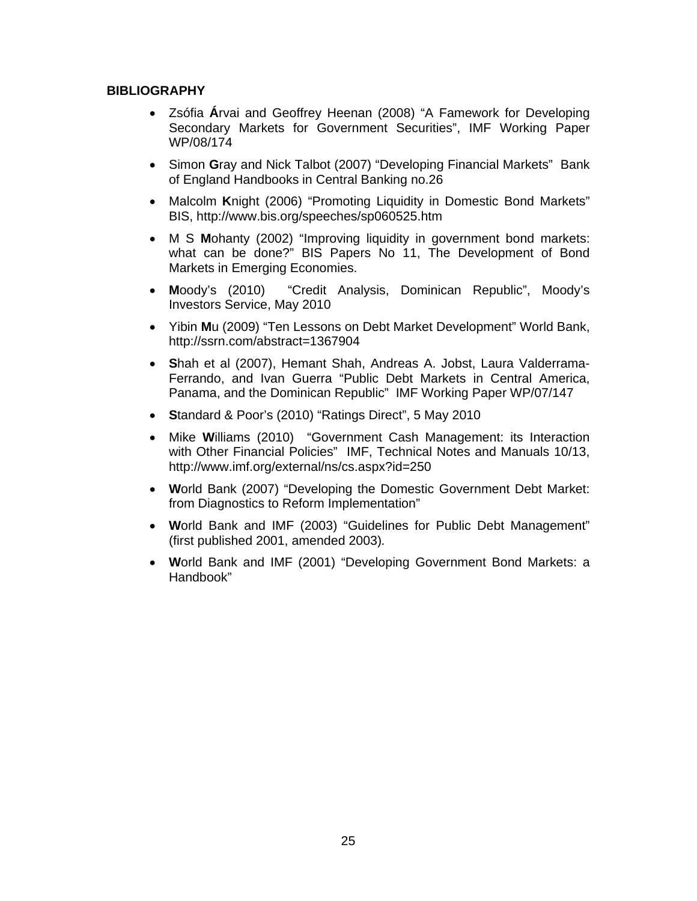**BIBLIOGRAPHY**

- Zsófia **Á**rvai and Geoffrey Heenan (2008) "A Famework for Developing Secondary Markets for Government Securities", IMF Working Paper WP/08/174
- Simon **G**ray and Nick Talbot (2007) "Developing Financial Markets" Bank of England Handbooks in Central Banking no.26
- Malcolm **K**night (2006) "Promoting Liquidity in Domestic Bond Markets" BIS, http://www.bis.org/speeches/sp060525.htm
- M S **M**ohanty (2002) "Improving liquidity in government bond markets: what can be done?" BIS Papers No 11, The Development of Bond Markets in Emerging Economies.
- **M**oody's (2010) "Credit Analysis, Dominican Republic", Moody's Investors Service, May 2010
- Yibin **M**u (2009) "Ten Lessons on Debt Market Development" World Bank, http://ssrn.com/abstract=1367904
- **S**hah et al (2007), Hemant Shah, Andreas A. Jobst, Laura Valderrama-Ferrando, and Ivan Guerra "Public Debt Markets in Central America, Panama, and the Dominican Republic" IMF Working Paper WP/07/147
- **S**tandard & Poor's (2010) "Ratings Direct", 5 May 2010
- Mike **W**illiams (2010) "Government Cash Management: its Interaction with Other Financial Policies" IMF, Technical Notes and Manuals 10/13, http://www.imf.org/external/ns/cs.aspx?id=250
- **W**orld Bank (2007) "Developing the Domestic Government Debt Market: from Diagnostics to Reform Implementation"
- **W**orld Bank and IMF (2003) "Guidelines for Public Debt Management" (first published 2001, amended 2003).
- **W**orld Bank and IMF (2001) "Developing Government Bond Markets: a Handbook"